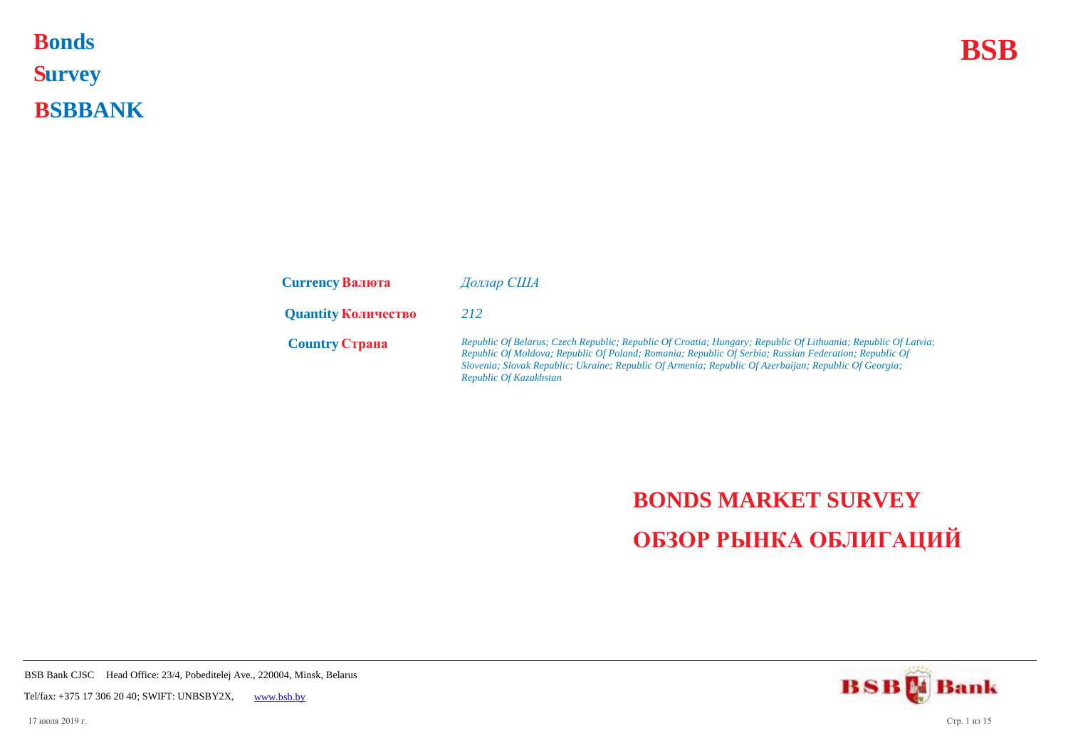# Bonds Survey BSBBANK

**BSB**

| | |
|---|---|
| **Currency Валюта** | *Доллар США* |
| **Quantity Количество** | *212* |
| **Country Страна** | *Republic Of Belarus; Czech Republic; Republic Of Croatia; Hungary; Republic Of Lithuania; Republic Of Latvia; Republic Of Moldova; Republic Of Poland; Romania; Republic Of Serbia; Russian Federation; Republic Of Slovenia; Slovak Republic; Ukraine; Republic Of Armenia; Republic Of Azerbaijan; Republic Of Georgia; Republic Of Kazakhstan* |

## BONDS MARKET SURVEY

## ОБЗОР РЫНКА ОБЛИГАЦИЙ

BSB Bank CJSC Head Office: 23/4, Pobeditelej Ave., 220004, Minsk, Belarus

Tel/fax: +375 17 306 20 40; SWIFT: UNBSBY2X, www.bsb.by

17 июля 2019 г.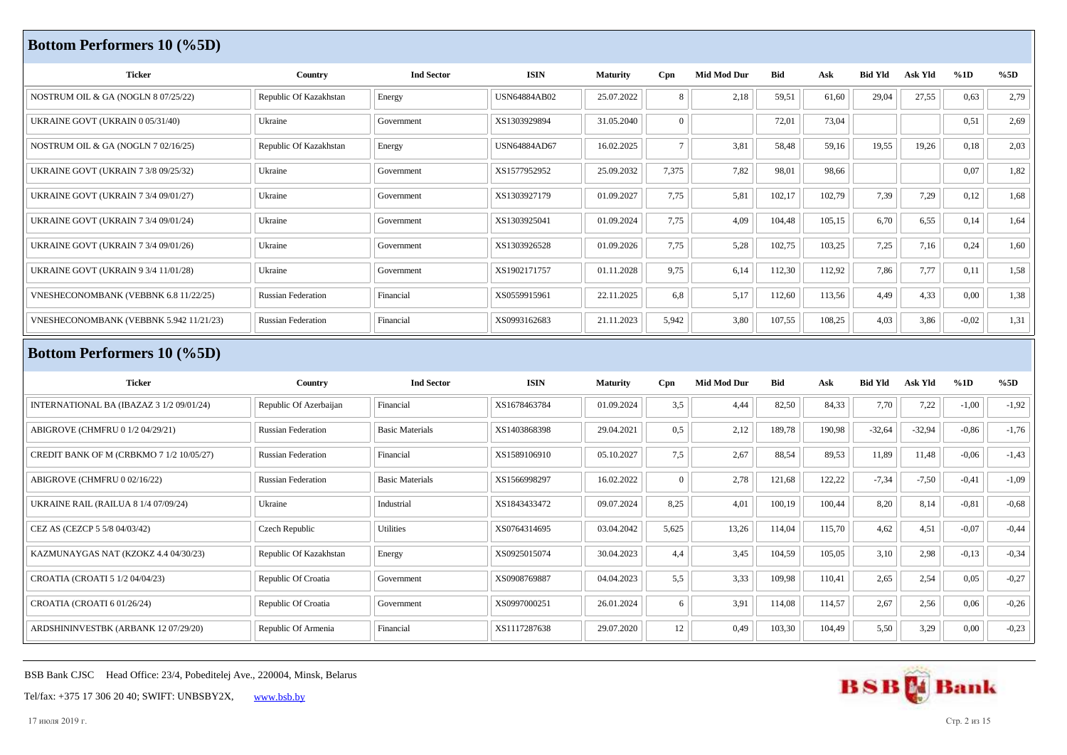## Bottom Performers 10 (%5D)

| Ticker | Country | Ind Sector | ISIN | Maturity | Cpn | Mid Mod Dur | Bid | Ask | Bid Yld | Ask Yld | %1D | %5D |
|---|---|---|---|---|---|---|---|---|---|---|---|---|
| NOSTRUM OIL & GA (NOGLN 8 07/25/22) | Republic Of Kazakhstan | Energy | USN64884AB02 | 25.07.2022 | 8 | 2,18 | 59,51 | 61,60 | 29,04 | 27,55 | 0,63 | 2,79 |
| UKRAINE GOVT (UKRAIN 0 05/31/40) | Ukraine | Government | XS1303929894 | 31.05.2040 | 0 | | 72,01 | 73,04 | | | 0,51 | 2,69 |
| NOSTRUM OIL & GA (NOGLN 7 02/16/25) | Republic Of Kazakhstan | Energy | USN64884AD67 | 16.02.2025 | 7 | 3,81 | 58,48 | 59,16 | 19,55 | 19,26 | 0,18 | 2,03 |
| UKRAINE GOVT (UKRAIN 7 3/8 09/25/32) | Ukraine | Government | XS1577952952 | 25.09.2032 | 7,375 | 7,82 | 98,01 | 98,66 | | | 0,07 | 1,82 |
| UKRAINE GOVT (UKRAIN 7 3/4 09/01/27) | Ukraine | Government | XS1303927179 | 01.09.2027 | 7,75 | 5,81 | 102,17 | 102,79 | 7,39 | 7,29 | 0,12 | 1,68 |
| UKRAINE GOVT (UKRAIN 7 3/4 09/01/24) | Ukraine | Government | XS1303925041 | 01.09.2024 | 7,75 | 4,09 | 104,48 | 105,15 | 6,70 | 6,55 | 0,14 | 1,64 |
| UKRAINE GOVT (UKRAIN 7 3/4 09/01/26) | Ukraine | Government | XS1303926528 | 01.09.2026 | 7,75 | 5,28 | 102,75 | 103,25 | 7,25 | 7,16 | 0,24 | 1,60 |
| UKRAINE GOVT (UKRAIN 9 3/4 11/01/28) | Ukraine | Government | XS1902171757 | 01.11.2028 | 9,75 | 6,14 | 112,30 | 112,92 | 7,86 | 7,77 | 0,11 | 1,58 |
| VNESHECONOMBANK (VEBBNK 6.8 11/22/25) | Russian Federation | Financial | XS0559915961 | 22.11.2025 | 6,8 | 5,17 | 112,60 | 113,56 | 4,49 | 4,33 | 0,00 | 1,38 |
| VNESHECONOMBANK (VEBBNK 5.942 11/21/23) | Russian Federation | Financial | XS0993162683 | 21.11.2023 | 5,942 | 3,80 | 107,55 | 108,25 | 4,03 | 3,86 | -0,02 | 1,31 |

## Bottom Performers 10 (%5D)

| Ticker | Country | Ind Sector | ISIN | Maturity | Cpn | Mid Mod Dur | Bid | Ask | Bid Yld | Ask Yld | %1D | %5D |
|---|---|---|---|---|---|---|---|---|---|---|---|---|
| INTERNATIONAL BA (IBAZAZ 3 1/2 09/01/24) | Republic Of Azerbaijan | Financial | XS1678463784 | 01.09.2024 | 3,5 | 4,44 | 82,50 | 84,33 | 7,70 | 7,22 | -1,00 | -1,92 |
| ABIGROVE (CHMFRU 0 1/2 04/29/21) | Russian Federation | Basic Materials | XS1403868398 | 29.04.2021 | 0,5 | 2,12 | 189,78 | 190,98 | -32,64 | -32,94 | -0,86 | -1,76 |
| CREDIT BANK OF M (CRBKMO 7 1/2 10/05/27) | Russian Federation | Financial | XS1589106910 | 05.10.2027 | 7,5 | 2,67 | 88,54 | 89,53 | 11,89 | 11,48 | -0,06 | -1,43 |
| ABIGROVE (CHMFRU 0 02/16/22) | Russian Federation | Basic Materials | XS1566998297 | 16.02.2022 | 0 | 2,78 | 121,68 | 122,22 | -7,34 | -7,50 | -0,41 | -1,09 |
| UKRAINE RAIL (RAILUA 8 1/4 07/09/24) | Ukraine | Industrial | XS1843433472 | 09.07.2024 | 8,25 | 4,01 | 100,19 | 100,44 | 8,20 | 8,14 | -0,81 | -0,68 |
| CEZ AS (CEZCP 5 5/8 04/03/42) | Czech Republic | Utilities | XS0764314695 | 03.04.2042 | 5,625 | 13,26 | 114,04 | 115,70 | 4,62 | 4,51 | -0,07 | -0,44 |
| KAZMUNAYGAS NAT (KZOKZ 4.4 04/30/23) | Republic Of Kazakhstan | Energy | XS0925015074 | 30.04.2023 | 4,4 | 3,45 | 104,59 | 105,05 | 3,10 | 2,98 | -0,13 | -0,34 |
| CROATIA (CROATI 5 1/2 04/04/23) | Republic Of Croatia | Government | XS0908769887 | 04.04.2023 | 5,5 | 3,33 | 109,98 | 110,41 | 2,65 | 2,54 | 0,05 | -0,27 |
| CROATIA (CROATI 6 01/26/24) | Republic Of Croatia | Government | XS0997000251 | 26.01.2024 | 6 | 3,91 | 114,08 | 114,57 | 2,67 | 2,56 | 0,06 | -0,26 |
| ARDSHININVESTBK (ARBANK 12 07/29/20) | Republic Of Armenia | Financial | XS1117287638 | 29.07.2020 | 12 | 0,49 | 103,30 | 104,49 | 5,50 | 3,29 | 0,00 | -0,23 |

BSB Bank CJSC Head Office: 23/4, Pobeditelej Ave., 220004, Minsk, Belarus

Tel/fax: +375 17 306 20 40; SWIFT: UNBSBY2X, www.bsb.by

17 июля 2019 г.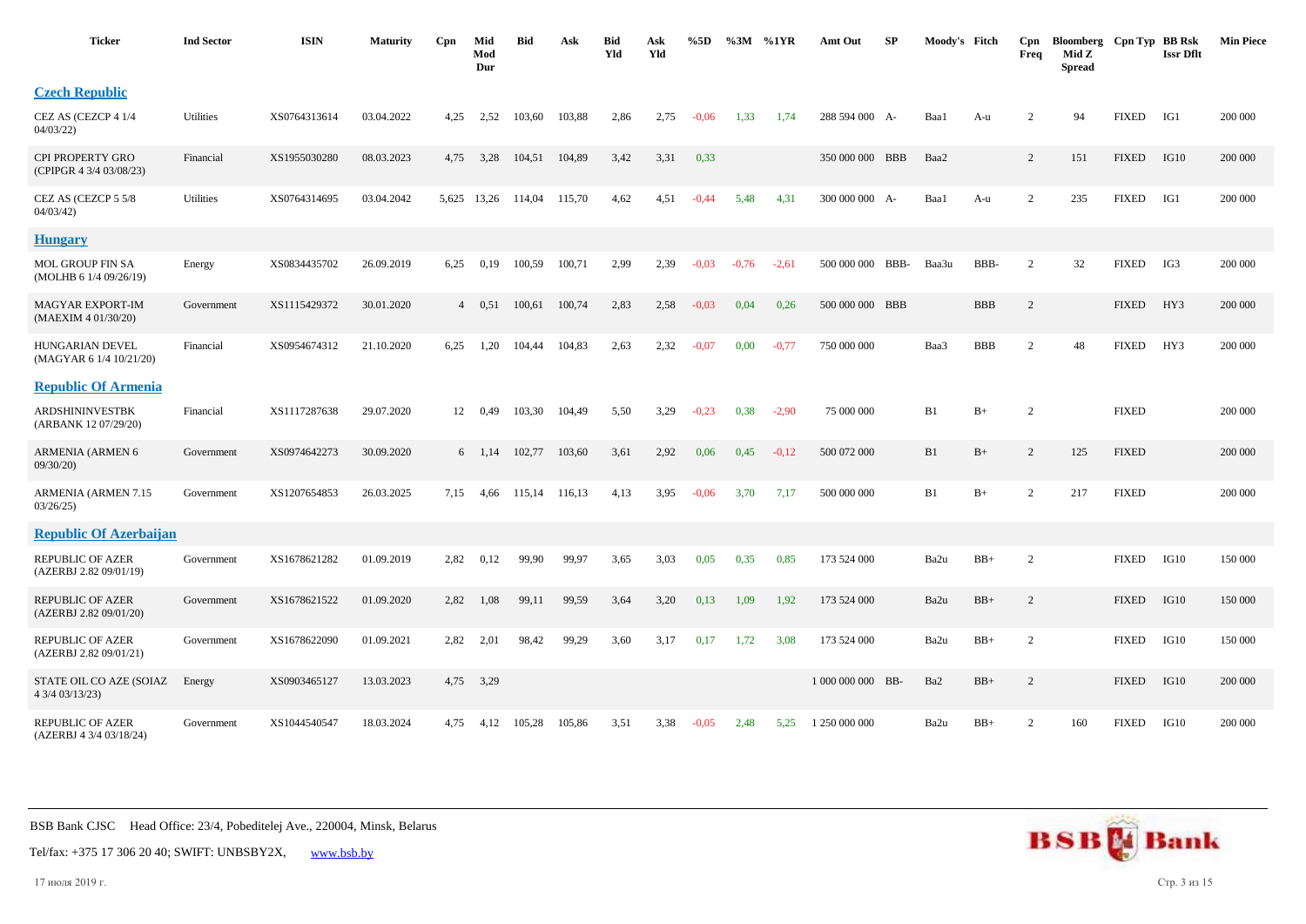| Ticker | Ind Sector | ISIN | Maturity | Cpn | Mid Mod Dur | Bid | Ask | Bid Yld | Ask Yld | %5D | %3M | %1YR | Amt Out | SP | Moody's | Fitch | Cpn Freq | Bloomberg Mid Z Spread | Cpn Typ | BB Rsk Issr Dflt | Min Piece |
|---|---|---|---|---|---|---|---|---|---|---|---|---|---|---|---|---|---|---|---|---|---|
| **Czech Republic** | | | | | | | | | | | | | | | | | | | | | |
| CEZ AS (CEZCP 4 1/4 04/03/22) | Utilities | XS0764313614 | 03.04.2022 | 4,25 | 2,52 | 103,60 | 103,88 | 2,86 | 2,75 | -0,06 | 1,33 | 1,74 | 288 594 000 | A- | Baa1 | A-u | 2 | 94 | FIXED | IG1 | 200 000 |
| CPI PROPERTY GRO (CPIPGR 4 3/4 03/08/23) | Financial | XS1955030280 | 08.03.2023 | 4,75 | 3,28 | 104,51 | 104,89 | 3,42 | 3,31 | 0,33 | | | 350 000 000 | BBB | Baa2 | | 2 | 151 | FIXED | IG10 | 200 000 |
| CEZ AS (CEZCP 5 5/8 04/03/42) | Utilities | XS0764314695 | 03.04.2042 | 5,625 | 13,26 | 114,04 | 115,70 | 4,62 | 4,51 | -0,44 | 5,48 | 4,31 | 300 000 000 | A- | Baa1 | A-u | 2 | 235 | FIXED | IG1 | 200 000 |
| **Hungary** | | | | | | | | | | | | | | | | | | | | | |
| MOL GROUP FIN SA (MOLHB 6 1/4 09/26/19) | Energy | XS0834435702 | 26.09.2019 | 6,25 | 0,19 | 100,59 | 100,71 | 2,99 | 2,39 | -0,03 | -0,76 | -2,61 | 500 000 000 | BBB- | Baa3u | BBB- | 2 | 32 | FIXED | IG3 | 200 000 |
| MAGYAR EXPORT-IM (MAEXIM 4 01/30/20) | Government | XS1115429372 | 30.01.2020 | 4 | 0,51 | 100,61 | 100,74 | 2,83 | 2,58 | -0,03 | 0,04 | 0,26 | 500 000 000 | BBB | | BBB | 2 | | FIXED | HY3 | 200 000 |
| HUNGARIAN DEVEL (MAGYAR 6 1/4 10/21/20) | Financial | XS0954674312 | 21.10.2020 | 6,25 | 1,20 | 104,44 | 104,83 | 2,63 | 2,32 | -0,07 | 0,00 | -0,77 | 750 000 000 | | Baa3 | BBB | 2 | 48 | FIXED | HY3 | 200 000 |
| **Republic Of Armenia** | | | | | | | | | | | | | | | | | | | | | |
| ARDSHININVESTBK (ARBANK 12 07/29/20) | Financial | XS1117287638 | 29.07.2020 | 12 | 0,49 | 103,30 | 104,49 | 5,50 | 3,29 | -0,23 | 0,38 | -2,90 | 75 000 000 | | B1 | B+ | 2 | | FIXED | | 200 000 |
| ARMENIA (ARMEN 6 09/30/20) | Government | XS0974642273 | 30.09.2020 | 6 | 1,14 | 102,77 | 103,60 | 3,61 | 2,92 | 0,06 | 0,45 | -0,12 | 500 072 000 | | B1 | B+ | 2 | 125 | FIXED | | 200 000 |
| ARMENIA (ARMEN 7.15 03/26/25) | Government | XS1207654853 | 26.03.2025 | 7,15 | 4,66 | 115,14 | 116,13 | 4,13 | 3,95 | -0,06 | 3,70 | 7,17 | 500 000 000 | | B1 | B+ | 2 | 217 | FIXED | | 200 000 |
| **Republic Of Azerbaijan** | | | | | | | | | | | | | | | | | | | | | |
| REPUBLIC OF AZER (AZERBJ 2.82 09/01/19) | Government | XS1678621282 | 01.09.2019 | 2,82 | 0,12 | 99,90 | 99,97 | 3,65 | 3,03 | 0,05 | 0,35 | 0,85 | 173 524 000 | | Ba2u | BB+ | 2 | | FIXED | IG10 | 150 000 |
| REPUBLIC OF AZER (AZERBJ 2.82 09/01/20) | Government | XS1678621522 | 01.09.2020 | 2,82 | 1,08 | 99,11 | 99,59 | 3,64 | 3,20 | 0,13 | 1,09 | 1,92 | 173 524 000 | | Ba2u | BB+ | 2 | | FIXED | IG10 | 150 000 |
| REPUBLIC OF AZER (AZERBJ 2.82 09/01/21) | Government | XS1678622090 | 01.09.2021 | 2,82 | 2,01 | 98,42 | 99,29 | 3,60 | 3,17 | 0,17 | 1,72 | 3,08 | 173 524 000 | | Ba2u | BB+ | 2 | | FIXED | IG10 | 150 000 |
| STATE OIL CO AZE (SOIAZ 4 3/4 03/13/23) | Energy | XS0903465127 | 13.03.2023 | 4,75 | 3,29 | | | | | | | | 1 000 000 000 | BB- | Ba2 | BB+ | 2 | | FIXED | IG10 | 200 000 |
| REPUBLIC OF AZER (AZERBJ 4 3/4 03/18/24) | Government | XS1044540547 | 18.03.2024 | 4,75 | 4,12 | 105,28 | 105,86 | 3,51 | 3,38 | -0,05 | 2,48 | 5,25 | 1 250 000 000 | | Ba2u | BB+ | 2 | 160 | FIXED | IG10 | 200 000 |

BSB Bank CJSC    Head Office: 23/4, Pobeditelej Ave., 220004, Minsk, Belarus

Tel/fax: +375 17 306 20 40; SWIFT: UNBSBY2X,    www.bsb.by

17 июля 2019 г.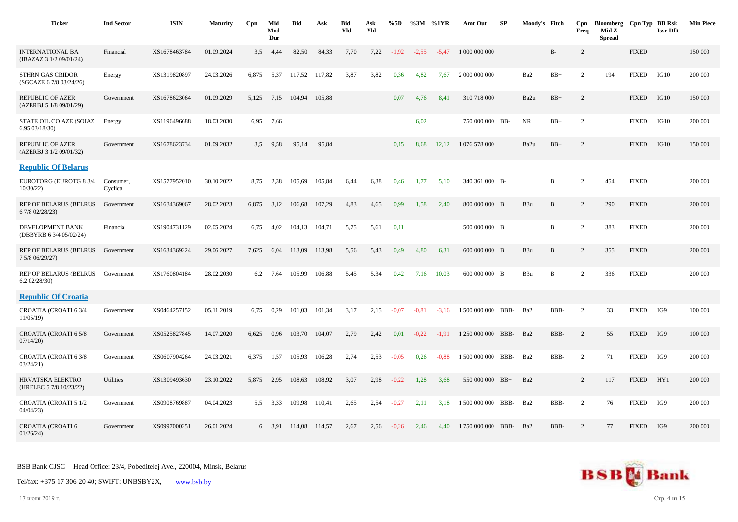| Ticker | Ind Sector | ISIN | Maturity | Cpn | Mid Mod Dur | Bid | Ask | Bid Yld | Ask Yld | %5D | %3M | %1YR | Amt Out | SP | Moody's | Fitch | Cpn Freq | Bloomberg Mid Z Spread | Cpn Typ | BB Rsk Issr Dflt | Min Piece |
|---|---|---|---|---|---|---|---|---|---|---|---|---|---|---|---|---|---|---|---|---|---|
| INTERNATIONAL BA (IBAZAZ 3 1/2 09/01/24) | Financial | XS1678463784 | 01.09.2024 | 3,5 | 4,44 | 82,50 | 84,33 | 7,70 | 7,22 | -1,92 | -2,55 | -5,47 | 1 000 000 000 | | | B- | 2 | | FIXED | | 150 000 |
| STHRN GAS CRIDOR (SGCAZE 6 7/8 03/24/26) | Energy | XS1319820897 | 24.03.2026 | 6,875 | 5,37 | 117,52 | 117,82 | 3,87 | 3,82 | 0,36 | 4,82 | 7,67 | 2 000 000 000 | | Ba2 | BB+ | 2 | 194 | FIXED | IG10 | 200 000 |
| REPUBLIC OF AZER (AZERBJ 5 1/8 09/01/29) | Government | XS1678623064 | 01.09.2029 | 5,125 | 7,15 | 104,94 | 105,88 | | | 0,07 | 4,76 | 8,41 | 310 718 000 | | Ba2u | BB+ | 2 | | FIXED | IG10 | 150 000 |
| STATE OIL CO AZE (SOIAZ 6.95 03/18/30) | Energy | XS1196496688 | 18.03.2030 | 6,95 | 7,66 | | | | | | 6,02 | | 750 000 000 | BB- | NR | BB+ | 2 | | FIXED | IG10 | 200 000 |
| REPUBLIC OF AZER (AZERBJ 3 1/2 09/01/32) | Government | XS1678623734 | 01.09.2032 | 3,5 | 9,58 | 95,14 | 95,84 | | | 0,15 | 8,68 | 12,12 | 1 076 578 000 | | Ba2u | BB+ | 2 | | FIXED | IG10 | 150 000 |
| **Republic Of Belarus** | | | | | | | | | | | | | | | | | | | | | |
| EUROTORG (EUROTG 8 3/4 10/30/22) | Consumer, Cyclical | XS1577952010 | 30.10.2022 | 8,75 | 2,38 | 105,69 | 105,84 | 6,44 | 6,38 | 0,46 | 1,77 | 5,10 | 340 361 000 | B- | | B | 2 | 454 | FIXED | | 200 000 |
| REP OF BELARUS (BELRUS 6 7/8 02/28/23) | Government | XS1634369067 | 28.02.2023 | 6,875 | 3,12 | 106,68 | 107,29 | 4,83 | 4,65 | 0,99 | 1,58 | 2,40 | 800 000 000 | B | B3u | B | 2 | 290 | FIXED | | 200 000 |
| DEVELOPMENT BANK (DBBYRB 6 3/4 05/02/24) | Financial | XS1904731129 | 02.05.2024 | 6,75 | 4,02 | 104,13 | 104,71 | 5,75 | 5,61 | 0,11 | | | 500 000 000 | B | | B | 2 | 383 | FIXED | | 200 000 |
| REP OF BELARUS (BELRUS 7 5/8 06/29/27) | Government | XS1634369224 | 29.06.2027 | 7,625 | 6,04 | 113,09 | 113,98 | 5,56 | 5,43 | 0,49 | 4,80 | 6,31 | 600 000 000 | B | B3u | B | 2 | 355 | FIXED | | 200 000 |
| REP OF BELARUS (BELRUS 6.2 02/28/30) | Government | XS1760804184 | 28.02.2030 | 6,2 | 7,64 | 105,99 | 106,88 | 5,45 | 5,34 | 0,42 | 7,16 | 10,03 | 600 000 000 | B | B3u | B | 2 | 336 | FIXED | | 200 000 |
| **Republic Of Croatia** | | | | | | | | | | | | | | | | | | | | | |
| CROATIA (CROATI 6 3/4 11/05/19) | Government | XS0464257152 | 05.11.2019 | 6,75 | 0,29 | 101,03 | 101,34 | 3,17 | 2,15 | -0,07 | -0,81 | -3,16 | 1 500 000 000 | BBB- | Ba2 | BBB- | 2 | 33 | FIXED | IG9 | 100 000 |
| CROATIA (CROATI 6 5/8 07/14/20) | Government | XS0525827845 | 14.07.2020 | 6,625 | 0,96 | 103,70 | 104,07 | 2,79 | 2,42 | 0,01 | -0,22 | -1,91 | 1 250 000 000 | BBB- | Ba2 | BBB- | 2 | 55 | FIXED | IG9 | 100 000 |
| CROATIA (CROATI 6 3/8 03/24/21) | Government | XS0607904264 | 24.03.2021 | 6,375 | 1,57 | 105,93 | 106,28 | 2,74 | 2,53 | -0,05 | 0,26 | -0,88 | 1 500 000 000 | BBB- | Ba2 | BBB- | 2 | 71 | FIXED | IG9 | 200 000 |
| HRVATSKA ELEKTRO (HRELEC 5 7/8 10/23/22) | Utilities | XS1309493630 | 23.10.2022 | 5,875 | 2,95 | 108,63 | 108,92 | 3,07 | 2,98 | -0,22 | 1,28 | 3,68 | 550 000 000 | BB+ | Ba2 | | 2 | 117 | FIXED | HY1 | 200 000 |
| CROATIA (CROATI 5 1/2 04/04/23) | Government | XS0908769887 | 04.04.2023 | 5,5 | 3,33 | 109,98 | 110,41 | 2,65 | 2,54 | -0,27 | 2,11 | 3,18 | 1 500 000 000 | BBB- | Ba2 | BBB- | 2 | 76 | FIXED | IG9 | 200 000 |
| CROATIA (CROATI 6 01/26/24) | Government | XS0997000251 | 26.01.2024 | 6 | 3,91 | 114,08 | 114,57 | 2,67 | 2,56 | -0,26 | 2,46 | 4,40 | 1 750 000 000 | BBB- | Ba2 | BBB- | 2 | 77 | FIXED | IG9 | 200 000 |

BSB Bank CJSC Head Office: 23/4, Pobeditelej Ave., 220004, Minsk, Belarus

Tel/fax: +375 17 306 20 40; SWIFT: UNBSBY2X, www.bsb.by

17 июля 2019 г.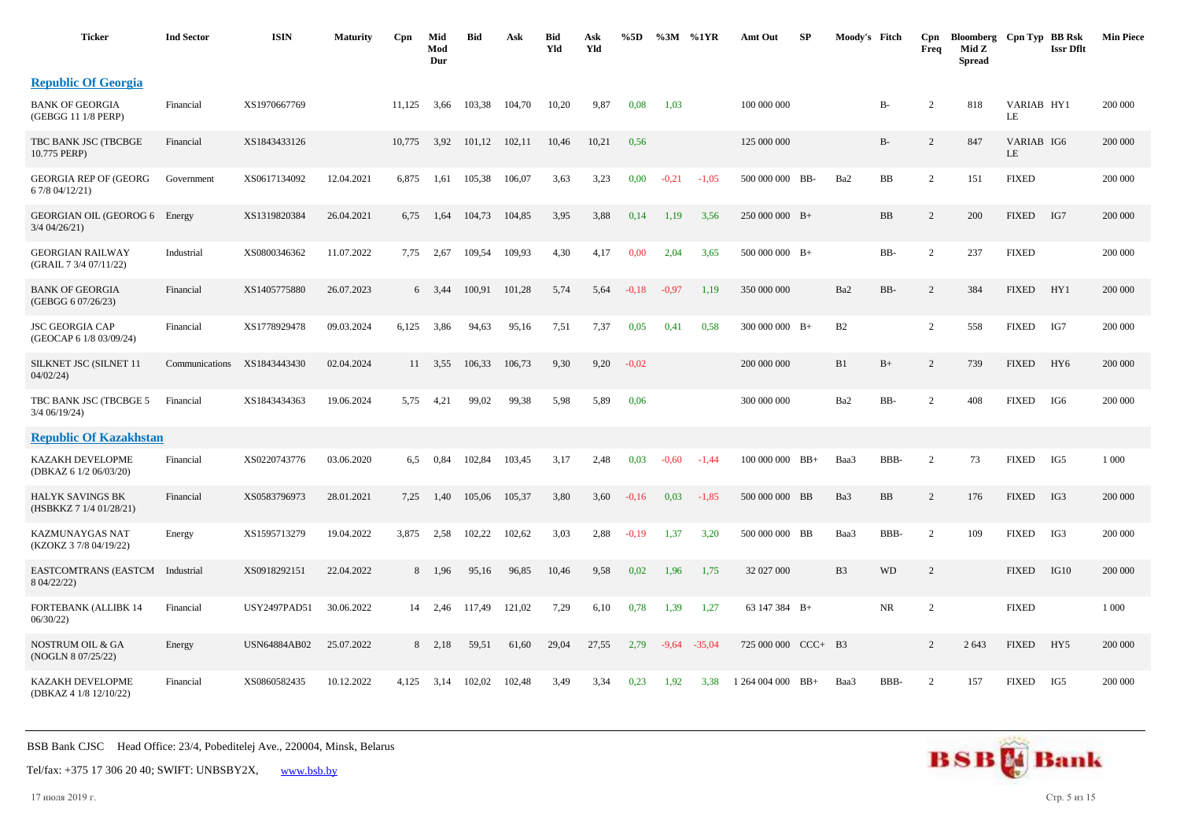| Ticker | Ind Sector | ISIN | Maturity | Cpn | Mid Mod Dur | Bid | Ask | Bid Yld | Ask Yld | %5D | %3M | %1YR | Amt Out | SP | Moody's | Fitch | Cpn Freq | Bloomberg Mid Z Spread | Cpn Typ | BB Rsk Issr Dflt | Min Piece |
|---|---|---|---|---|---|---|---|---|---|---|---|---|---|---|---|---|---|---|---|---|---|
| **Republic Of Georgia** | | | | | | | | | | | | | | | | | | | | | |
| BANK OF GEORGIA (GEBGG 11 1/8 PERP) | Financial | XS1970667769 | | 11,125 | 3,66 | 103,38 | 104,70 | 10,20 | 9,87 | 0,08 | 1,03 | | 100 000 000 | | | B- | 2 | 818 | VARIABLE | HY1 | 200 000 |
| TBC BANK JSC (TBCBGE 10.775 PERP) | Financial | XS1843433126 | | 10,775 | 3,92 | 101,12 | 102,11 | 10,46 | 10,21 | 0,56 | | | 125 000 000 | | | B- | 2 | 847 | VARIABLE | IG6 | 200 000 |
| GEORGIA REP OF (GEORG 6 7/8 04/12/21) | Government | XS0617134092 | 12.04.2021 | 6,875 | 1,61 | 105,38 | 106,07 | 3,63 | 3,23 | 0,00 | -0,21 | -1,05 | 500 000 000 | BB- | Ba2 | BB | 2 | 151 | FIXED | | 200 000 |
| GEORGIAN OIL (GEOROG 6 3/4 04/26/21) | Energy | XS1319820384 | 26.04.2021 | 6,75 | 1,64 | 104,73 | 104,85 | 3,95 | 3,88 | 0,14 | 1,19 | 3,56 | 250 000 000 | B+ | | BB | 2 | 200 | FIXED | IG7 | 200 000 |
| GEORGIAN RAILWAY (GRAIL 7 3/4 07/11/22) | Industrial | XS0800346362 | 11.07.2022 | 7,75 | 2,67 | 109,54 | 109,93 | 4,30 | 4,17 | 0,00 | 2,04 | 3,65 | 500 000 000 | B+ | | BB- | 2 | 237 | FIXED | | 200 000 |
| BANK OF GEORGIA (GEBGG 6 07/26/23) | Financial | XS1405775880 | 26.07.2023 | 6 | 3,44 | 100,91 | 101,28 | 5,74 | 5,64 | -0,18 | -0,97 | 1,19 | 350 000 000 | | Ba2 | BB- | 2 | 384 | FIXED | HY1 | 200 000 |
| JSC GEORGIA CAP (GEOCAP 6 1/8 03/09/24) | Financial | XS1778929478 | 09.03.2024 | 6,125 | 3,86 | 94,63 | 95,16 | 7,51 | 7,37 | 0,05 | 0,41 | 0,58 | 300 000 000 | B+ | B2 | | 2 | 558 | FIXED | IG7 | 200 000 |
| SILKNET JSC (SILNET 11 04/02/24) | Communications | XS1843443430 | 02.04.2024 | 11 | 3,55 | 106,33 | 106,73 | 9,30 | 9,20 | -0,02 | | | 200 000 000 | | B1 | B+ | 2 | 739 | FIXED | HY6 | 200 000 |
| TBC BANK JSC (TBCBGE 5 3/4 06/19/24) | Financial | XS1843434363 | 19.06.2024 | 5,75 | 4,21 | 99,02 | 99,38 | 5,98 | 5,89 | 0,06 | | | 300 000 000 | | Ba2 | BB- | 2 | 408 | FIXED | IG6 | 200 000 |
| **Republic Of Kazakhstan** | | | | | | | | | | | | | | | | | | | | | |
| KAZAKH DEVELOPME (DBKAZ 6 1/2 06/03/20) | Financial | XS0220743776 | 03.06.2020 | 6,5 | 0,84 | 102,84 | 103,45 | 3,17 | 2,48 | 0,03 | -0,60 | -1,44 | 100 000 000 | BB+ | Baa3 | BBB- | 2 | 73 | FIXED | IG5 | 1 000 |
| HALYK SAVINGS BK (HSBKKZ 7 1/4 01/28/21) | Financial | XS0583796973 | 28.01.2021 | 7,25 | 1,40 | 105,06 | 105,37 | 3,80 | 3,60 | -0,16 | 0,03 | -1,85 | 500 000 000 | BB | Ba3 | BB | 2 | 176 | FIXED | IG3 | 200 000 |
| KAZMUNAYGAS NAT (KZOKZ 3 7/8 04/19/22) | Energy | XS1595713279 | 19.04.2022 | 3,875 | 2,58 | 102,22 | 102,62 | 3,03 | 2,88 | -0,19 | 1,37 | 3,20 | 500 000 000 | BB | Baa3 | BBB- | 2 | 109 | FIXED | IG3 | 200 000 |
| EASTCOMTRANS (EASTCM 8 04/22/22) | Industrial | XS0918292151 | 22.04.2022 | 8 | 1,96 | 95,16 | 96,85 | 10,46 | 9,58 | 0,02 | 1,96 | 1,75 | 32 027 000 | | B3 | WD | 2 | | FIXED | IG10 | 200 000 |
| FORTEBANK (ALLIBK 14 06/30/22) | Financial | USY2497PAD51 | 30.06.2022 | 14 | 2,46 | 117,49 | 121,02 | 7,29 | 6,10 | 0,78 | 1,39 | 1,27 | 63 147 384 | B+ | | NR | 2 | | FIXED | | 1 000 |
| NOSTRUM OIL & GA (NOGLN 8 07/25/22) | Energy | USN64884AB02 | 25.07.2022 | 8 | 2,18 | 59,51 | 61,60 | 29,04 | 27,55 | 2,79 | -9,64 | -35,04 | 725 000 000 | CCC+ | B3 | | 2 | 2 643 | FIXED | HY5 | 200 000 |
| KAZAKH DEVELOPME (DBKAZ 4 1/8 12/10/22) | Financial | XS0860582435 | 10.12.2022 | 4,125 | 3,14 | 102,02 | 102,48 | 3,49 | 3,34 | 0,23 | 1,92 | 3,38 | 1 264 004 000 | BB+ | Baa3 | BBB- | 2 | 157 | FIXED | IG5 | 200 000 |

BSB Bank CJSC Head Office: 23/4, Pobeditelej Ave., 220004, Minsk, Belarus

Tel/fax: +375 17 306 20 40; SWIFT: UNBSBY2X, www.bsb.by

17 июля 2019 г.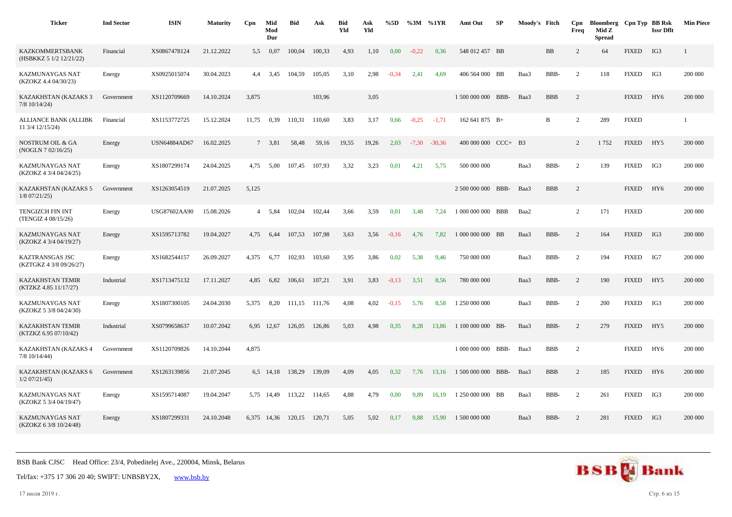| Ticker | Ind Sector | ISIN | Maturity | Cpn | Mid Mod Dur | Bid | Ask | Bid Yld | Ask Yld | %5D | %3M | %1YR | Amt Out | SP | Moody's | Fitch | Cpn Freq | Bloomberg Mid Z Spread | Cpn Typ | BB Rsk Issr Dflt | Min Piece |
|---|---|---|---|---|---|---|---|---|---|---|---|---|---|---|---|---|---|---|---|---|---|
| KAZKOMMERTSBANK (HSBKKZ 5 1/2 12/21/22) | Financial | XS0867478124 | 21.12.2022 | 5,5 | 0,07 | 100,04 | 100,33 | 4,93 | 1,10 | 0,00 | -0,22 | 0,36 | 548 012 457 | BB | | BB | 2 | 64 | FIXED | IG3 | 1 |
| KAZMUNAYGAS NAT (KZOKZ 4.4 04/30/23) | Energy | XS0925015074 | 30.04.2023 | 4,4 | 3,45 | 104,59 | 105,05 | 3,10 | 2,98 | -0,34 | 2,41 | 4,69 | 406 564 000 | BB | Baa3 | BBB- | 2 | 118 | FIXED | IG3 | 200 000 |
| KAZAKHSTAN (KAZAKS 3 7/8 10/14/24) | Government | XS1120709669 | 14.10.2024 | 3,875 | | | 103,96 | | 3,05 | | | | 1 500 000 000 | BBB- | Baa3 | BBB | 2 | | FIXED | HY6 | 200 000 |
| ALLIANCE BANK (ALLIBK 11 3/4 12/15/24) | Financial | XS1153772725 | 15.12.2024 | 11,75 | 0,39 | 110,31 | 110,60 | 3,83 | 3,17 | 0,66 | -0,25 | -1,71 | 162 641 875 | B+ | | B | 2 | 289 | FIXED | | 1 |
| NOSTRUM OIL & GA (NOGLN 7 02/16/25) | Energy | USN64884AD67 | 16.02.2025 | 7 | 3,81 | 58,48 | 59,16 | 19,55 | 19,26 | 2,03 | -7,30 | -30,36 | 400 000 000 | CCC+ | B3 | | 2 | 1 752 | FIXED | HY5 | 200 000 |
| KAZMUNAYGAS NAT (KZOKZ 4 3/4 04/24/25) | Energy | XS1807299174 | 24.04.2025 | 4,75 | 5,00 | 107,45 | 107,93 | 3,32 | 3,23 | 0,01 | 4,21 | 5,75 | 500 000 000 | | Baa3 | BBB- | 2 | 139 | FIXED | IG3 | 200 000 |
| KAZAKHSTAN (KAZAKS 5 1/8 07/21/25) | Government | XS1263054519 | 21.07.2025 | 5,125 | | | | | | | | | 2 500 000 000 | BBB- | Baa3 | BBB | 2 | | FIXED | HY6 | 200 000 |
| TENGIZCH FIN INT (TENGIZ 4 08/15/26) | Energy | USG87602AA90 | 15.08.2026 | 4 | 5,84 | 102,04 | 102,44 | 3,66 | 3,59 | 0,01 | 3,48 | 7,24 | 1 000 000 000 | BBB | Baa2 | | 2 | 171 | FIXED | | 200 000 |
| KAZMUNAYGAS NAT (KZOKZ 4 3/4 04/19/27) | Energy | XS1595713782 | 19.04.2027 | 4,75 | 6,44 | 107,53 | 107,98 | 3,63 | 3,56 | -0,16 | 4,76 | 7,82 | 1 000 000 000 | BB | Baa3 | BBB- | 2 | 164 | FIXED | IG3 | 200 000 |
| KAZTRANSGAS JSC (KZTGKZ 4 3/8 09/26/27) | Energy | XS1682544157 | 26.09.2027 | 4,375 | 6,77 | 102,93 | 103,60 | 3,95 | 3,86 | 0,02 | 5,38 | 9,46 | 750 000 000 | | Baa3 | BBB- | 2 | 194 | FIXED | IG7 | 200 000 |
| KAZAKHSTAN TEMIR (KTZKZ 4.85 11/17/27) | Industrial | XS1713475132 | 17.11.2027 | 4,85 | 6,82 | 106,61 | 107,21 | 3,91 | 3,83 | -0,13 | 3,51 | 8,56 | 780 000 000 | | Baa3 | BBB- | 2 | 190 | FIXED | HY5 | 200 000 |
| KAZMUNAYGAS NAT (KZOKZ 5 3/8 04/24/30) | Energy | XS1807300105 | 24.04.2030 | 5,375 | 8,20 | 111,15 | 111,76 | 4,08 | 4,02 | -0,15 | 5,76 | 8,58 | 1 250 000 000 | | Baa3 | BBB- | 2 | 200 | FIXED | IG3 | 200 000 |
| KAZAKHSTAN TEMIR (KTZKZ 6.95 07/10/42) | Industrial | XS0799658637 | 10.07.2042 | 6,95 | 12,67 | 126,05 | 126,86 | 5,03 | 4,98 | 0,35 | 8,28 | 13,86 | 1 100 000 000 | BB- | Baa3 | BBB- | 2 | 279 | FIXED | HY5 | 200 000 |
| KAZAKHSTAN (KAZAKS 4 7/8 10/14/44) | Government | XS1120709826 | 14.10.2044 | 4,875 | | | | | | | | | 1 000 000 000 | BBB- | Baa3 | BBB | 2 | | FIXED | HY6 | 200 000 |
| KAZAKHSTAN (KAZAKS 6 1/2 07/21/45) | Government | XS1263139856 | 21.07.2045 | 6,5 | 14,18 | 138,29 | 139,09 | 4,09 | 4,05 | 0,32 | 7,76 | 13,16 | 1 500 000 000 | BBB- | Baa3 | BBB | 2 | 185 | FIXED | HY6 | 200 000 |
| KAZMUNAYGAS NAT (KZOKZ 5 3/4 04/19/47) | Energy | XS1595714087 | 19.04.2047 | 5,75 | 14,49 | 113,22 | 114,65 | 4,88 | 4,79 | 0,00 | 9,89 | 16,19 | 1 250 000 000 | BB | Baa3 | BBB- | 2 | 261 | FIXED | IG3 | 200 000 |
| KAZMUNAYGAS NAT (KZOKZ 6 3/8 10/24/48) | Energy | XS1807299331 | 24.10.2048 | 6,375 | 14,36 | 120,15 | 120,71 | 5,05 | 5,02 | 0,17 | 9,88 | 15,90 | 1 500 000 000 | | Baa3 | BBB- | 2 | 281 | FIXED | IG3 | 200 000 |

BSB Bank CJSC Head Office: 23/4, Pobeditelej Ave., 220004, Minsk, Belarus

Tel/fax: +375 17 306 20 40; SWIFT: UNBSBY2X, www.bsb.by

17 июля 2019 г.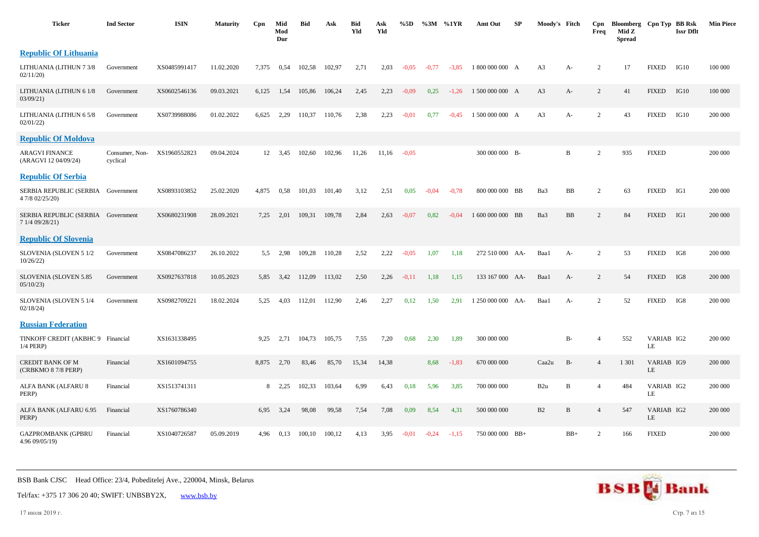| Ticker | Ind Sector | ISIN | Maturity | Cpn | Mid Mod Dur | Bid | Ask | Bid Yld | Ask Yld | %5D | %3M | %1YR | Amt Out | SP | Moody's | Fitch | Cpn Freq | Bloomberg Mid Z Spread | Cpn Typ | BB Rsk Issr Dflt | Min Piece |
|---|---|---|---|---|---|---|---|---|---|---|---|---|---|---|---|---|---|---|---|---|---|
| **Republic Of Lithuania** | | | | | | | | | | | | | | | | | | | | | |
| LITHUANIA (LITHUN 7 3/8 02/11/20) | Government | XS0485991417 | 11.02.2020 | 7,375 | 0,54 | 102,58 | 102,97 | 2,71 | 2,03 | -0,05 | -0,77 | -3,85 | 1 800 000 000 | A | A3 | A- | 2 | 17 | FIXED | IG10 | 100 000 |
| LITHUANIA (LITHUN 6 1/8 03/09/21) | Government | XS0602546136 | 09.03.2021 | 6,125 | 1,54 | 105,86 | 106,24 | 2,45 | 2,23 | -0,09 | 0,25 | -1,26 | 1 500 000 000 | A | A3 | A- | 2 | 41 | FIXED | IG10 | 100 000 |
| LITHUANIA (LITHUN 6 5/8 02/01/22) | Government | XS0739988086 | 01.02.2022 | 6,625 | 2,29 | 110,37 | 110,76 | 2,38 | 2,23 | -0,01 | 0,77 | -0,45 | 1 500 000 000 | A | A3 | A- | 2 | 43 | FIXED | IG10 | 200 000 |
| **Republic Of Moldova** | | | | | | | | | | | | | | | | | | | | | |
| ARAGVI FINANCE (ARAGVI 12 04/09/24) | Consumer, Non-cyclical | XS1960552823 | 09.04.2024 | 12 | 3,45 | 102,60 | 102,96 | 11,26 | 11,16 | -0,05 | | | 300 000 000 | B- | | B | 2 | 935 | FIXED | | 200 000 |
| **Republic Of Serbia** | | | | | | | | | | | | | | | | | | | | | |
| SERBIA REPUBLIC (SERBIA 4 7/8 02/25/20) | Government | XS0893103852 | 25.02.2020 | 4,875 | 0,58 | 101,03 | 101,40 | 3,12 | 2,51 | 0,05 | -0,04 | -0,78 | 800 000 000 | BB | Ba3 | BB | 2 | 63 | FIXED | IG1 | 200 000 |
| SERBIA REPUBLIC (SERBIA 7 1/4 09/28/21) | Government | XS0680231908 | 28.09.2021 | 7,25 | 2,01 | 109,31 | 109,78 | 2,84 | 2,63 | -0,07 | 0,82 | -0,04 | 1 600 000 000 | BB | Ba3 | BB | 2 | 84 | FIXED | IG1 | 200 000 |
| **Republic Of Slovenia** | | | | | | | | | | | | | | | | | | | | | |
| SLOVENIA (SLOVEN 5 1/2 10/26/22) | Government | XS0847086237 | 26.10.2022 | 5,5 | 2,98 | 109,28 | 110,28 | 2,52 | 2,22 | -0,05 | 1,07 | 1,18 | 272 510 000 | AA- | Baa1 | A- | 2 | 53 | FIXED | IG8 | 200 000 |
| SLOVENIA (SLOVEN 5.85 05/10/23) | Government | XS0927637818 | 10.05.2023 | 5,85 | 3,42 | 112,09 | 113,02 | 2,50 | 2,26 | -0,11 | 1,18 | 1,15 | 133 167 000 | AA- | Baa1 | A- | 2 | 54 | FIXED | IG8 | 200 000 |
| SLOVENIA (SLOVEN 5 1/4 02/18/24) | Government | XS0982709221 | 18.02.2024 | 5,25 | 4,03 | 112,01 | 112,90 | 2,46 | 2,27 | 0,12 | 1,50 | 2,91 | 1 250 000 000 | AA- | Baa1 | A- | 2 | 52 | FIXED | IG8 | 200 000 |
| **Russian Federation** | | | | | | | | | | | | | | | | | | | | | |
| TINKOFF CREDIT (AKBHC 9 1/4 PERP) | Financial | XS1631338495 | | 9,25 | 2,71 | 104,73 | 105,75 | 7,55 | 7,20 | 0,68 | 2,30 | 1,89 | 300 000 000 | | | B- | 4 | 552 | VARIABLE | IG2 | 200 000 |
| CREDIT BANK OF M (CRBKMO 8 7/8 PERP) | Financial | XS1601094755 | | 8,875 | 2,70 | 83,46 | 85,70 | 15,34 | 14,38 | | 8,68 | -1,83 | 670 000 000 | | Caa2u | B- | 4 | 1 301 | VARIABLE | IG9 | 200 000 |
| ALFA BANK (ALFARU 8 PERP) | Financial | XS1513741311 | | 8 | 2,25 | 102,33 | 103,64 | 6,99 | 6,43 | 0,18 | 5,96 | 3,85 | 700 000 000 | | B2u | B | 4 | 484 | VARIABLE | IG2 | 200 000 |
| ALFA BANK (ALFARU 6.95 PERP) | Financial | XS1760786340 | | 6,95 | 3,24 | 98,08 | 99,58 | 7,54 | 7,08 | 0,09 | 8,54 | 4,31 | 500 000 000 | | B2 | B | 4 | 547 | VARIABLE | IG2 | 200 000 |
| GAZPROMBANK (GPBRU 4.96 09/05/19) | Financial | XS1040726587 | 05.09.2019 | 4,96 | 0,13 | 100,10 | 100,12 | 4,13 | 3,95 | -0,01 | -0,24 | -1,15 | 750 000 000 | BB+ | | BB+ | 2 | 166 | FIXED | | 200 000 |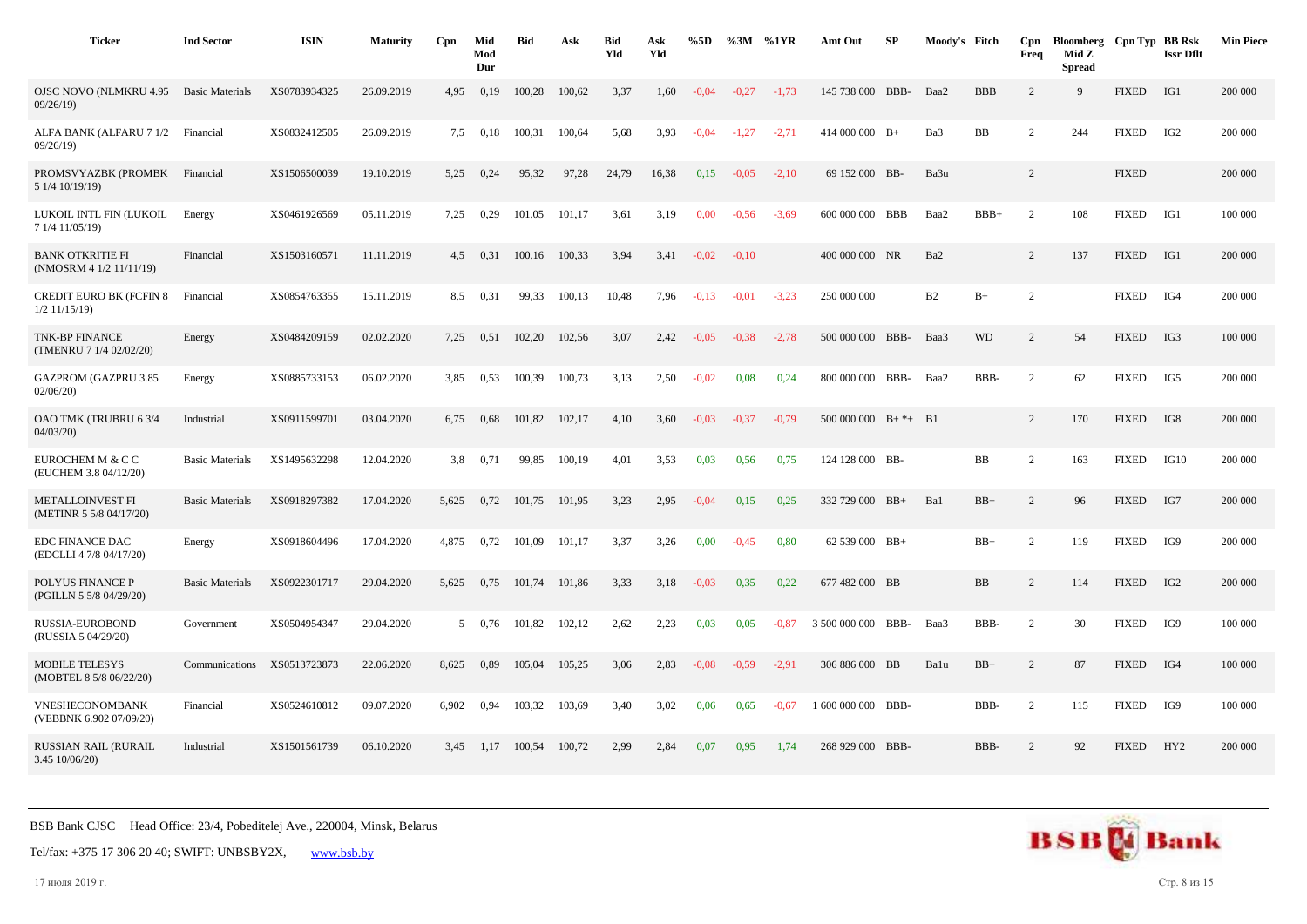| Ticker | Ind Sector | ISIN | Maturity | Cpn | Mid Mod Dur | Bid | Ask | Bid Yld | Ask Yld | %5D | %3M | %1YR | Amt Out | SP | Moody's | Fitch | Cpn Freq | Bloomberg Mid Z Spread | Cpn Typ | BB Rsk Issr Dflt | Min Piece |
|---|---|---|---|---|---|---|---|---|---|---|---|---|---|---|---|---|---|---|---|---|---|
| OJSC NOVO (NLMKRU 4.95 09/26/19) | Basic Materials | XS0783934325 | 26.09.2019 | 4,95 | 0,19 | 100,28 | 100,62 | 3,37 | 1,60 | -0,04 | -0,27 | -1,73 | 145 738 000 | BBB- | Baa2 | BBB | 2 | 9 | FIXED | IG1 | 200 000 |
| ALFA BANK (ALFARU 7 1/2 09/26/19) | Financial | XS0832412505 | 26.09.2019 | 7,5 | 0,18 | 100,31 | 100,64 | 5,68 | 3,93 | -0,04 | -1,27 | -2,71 | 414 000 000 | B+ | Ba3 | BB | 2 | 244 | FIXED | IG2 | 200 000 |
| PROMSVYAZBK (PROMBK 5 1/4 10/19/19) | Financial | XS1506500039 | 19.10.2019 | 5,25 | 0,24 | 95,32 | 97,28 | 24,79 | 16,38 | 0,15 | -0,05 | -2,10 | 69 152 000 | BB- | Ba3u | | 2 | | FIXED | | 200 000 |
| LUKOIL INTL FIN (LUKOIL 7 1/4 11/05/19) | Energy | XS0461926569 | 05.11.2019 | 7,25 | 0,29 | 101,05 | 101,17 | 3,61 | 3,19 | 0,00 | -0,56 | -3,69 | 600 000 000 | BBB | Baa2 | BBB+ | 2 | 108 | FIXED | IG1 | 100 000 |
| BANK OTKRITIE FI (NMOSRM 4 1/2 11/11/19) | Financial | XS1503160571 | 11.11.2019 | 4,5 | 0,31 | 100,16 | 100,33 | 3,94 | 3,41 | -0,02 | -0,10 | | 400 000 000 | NR | Ba2 | | 2 | 137 | FIXED | IG1 | 200 000 |
| CREDIT EURO BK (FCFIN 8 1/2 11/15/19) | Financial | XS0854763355 | 15.11.2019 | 8,5 | 0,31 | 99,33 | 100,13 | 10,48 | 7,96 | -0,13 | -0,01 | -3,23 | 250 000 000 | | B2 | B+ | 2 | | FIXED | IG4 | 200 000 |
| TNK-BP FINANCE (TMENRU 7 1/4 02/02/20) | Energy | XS0484209159 | 02.02.2020 | 7,25 | 0,51 | 102,20 | 102,56 | 3,07 | 2,42 | -0,05 | -0,38 | -2,78 | 500 000 000 | BBB- | Baa3 | WD | 2 | 54 | FIXED | IG3 | 100 000 |
| GAZPROM (GAZPRU 3.85 02/06/20) | Energy | XS0885733153 | 06.02.2020 | 3,85 | 0,53 | 100,39 | 100,73 | 3,13 | 2,50 | -0,02 | 0,08 | 0,24 | 800 000 000 | BBB- | Baa2 | BBB- | 2 | 62 | FIXED | IG5 | 200 000 |
| OAO TMK (TRUBRU 6 3/4 04/03/20) | Industrial | XS0911599701 | 03.04.2020 | 6,75 | 0,68 | 101,82 | 102,17 | 4,10 | 3,60 | -0,03 | -0,37 | -0,79 | 500 000 000 | B+ *+ | B1 | | 2 | 170 | FIXED | IG8 | 200 000 |
| EUROCHEM M & C C (EUCHEM 3.8 04/12/20) | Basic Materials | XS1495632298 | 12.04.2020 | 3,8 | 0,71 | 99,85 | 100,19 | 4,01 | 3,53 | 0,03 | 0,56 | 0,75 | 124 128 000 | BB- | | BB | 2 | 163 | FIXED | IG10 | 200 000 |
| METALLOINVEST FI (METINR 5 5/8 04/17/20) | Basic Materials | XS0918297382 | 17.04.2020 | 5,625 | 0,72 | 101,75 | 101,95 | 3,23 | 2,95 | -0,04 | 0,15 | 0,25 | 332 729 000 | BB+ | Ba1 | BB+ | 2 | 96 | FIXED | IG7 | 200 000 |
| EDC FINANCE DAC (EDCLLI 4 7/8 04/17/20) | Energy | XS0918604496 | 17.04.2020 | 4,875 | 0,72 | 101,09 | 101,17 | 3,37 | 3,26 | 0,00 | -0,45 | 0,80 | 62 539 000 | BB+ | | BB+ | 2 | 119 | FIXED | IG9 | 200 000 |
| POLYUS FINANCE P (PGILLN 5 5/8 04/29/20) | Basic Materials | XS0922301717 | 29.04.2020 | 5,625 | 0,75 | 101,74 | 101,86 | 3,33 | 3,18 | -0,03 | 0,35 | 0,22 | 677 482 000 | BB | | BB | 2 | 114 | FIXED | IG2 | 200 000 |
| RUSSIA-EUROBOND (RUSSIA 5 04/29/20) | Government | XS0504954347 | 29.04.2020 | 5 | 0,76 | 101,82 | 102,12 | 2,62 | 2,23 | 0,03 | 0,05 | -0,87 | 3 500 000 000 | BBB- | Baa3 | BBB- | 2 | 30 | FIXED | IG9 | 100 000 |
| MOBILE TELESYS (MOBTEL 8 5/8 06/22/20) | Communications | XS0513723873 | 22.06.2020 | 8,625 | 0,89 | 105,04 | 105,25 | 3,06 | 2,83 | -0,08 | -0,59 | -2,91 | 306 886 000 | BB | Ba1u | BB+ | 2 | 87 | FIXED | IG4 | 100 000 |
| VNESHECONOMBANK (VEBBNK 6.902 07/09/20) | Financial | XS0524610812 | 09.07.2020 | 6,902 | 0,94 | 103,32 | 103,69 | 3,40 | 3,02 | 0,06 | 0,65 | -0,67 | 1 600 000 000 | BBB- | | BBB- | 2 | 115 | FIXED | IG9 | 100 000 |
| RUSSIAN RAIL (RURAIL 3.45 10/06/20) | Industrial | XS1501561739 | 06.10.2020 | 3,45 | 1,17 | 100,54 | 100,72 | 2,99 | 2,84 | 0,07 | 0,95 | 1,74 | 268 929 000 | BBB- | | BBB- | 2 | 92 | FIXED | HY2 | 200 000 |

BSB Bank CJSC Head Office: 23/4, Pobeditelej Ave., 220004, Minsk, Belarus

Tel/fax: +375 17 306 20 40; SWIFT: UNBSBY2X, www.bsb.by

17 июля 2019 г.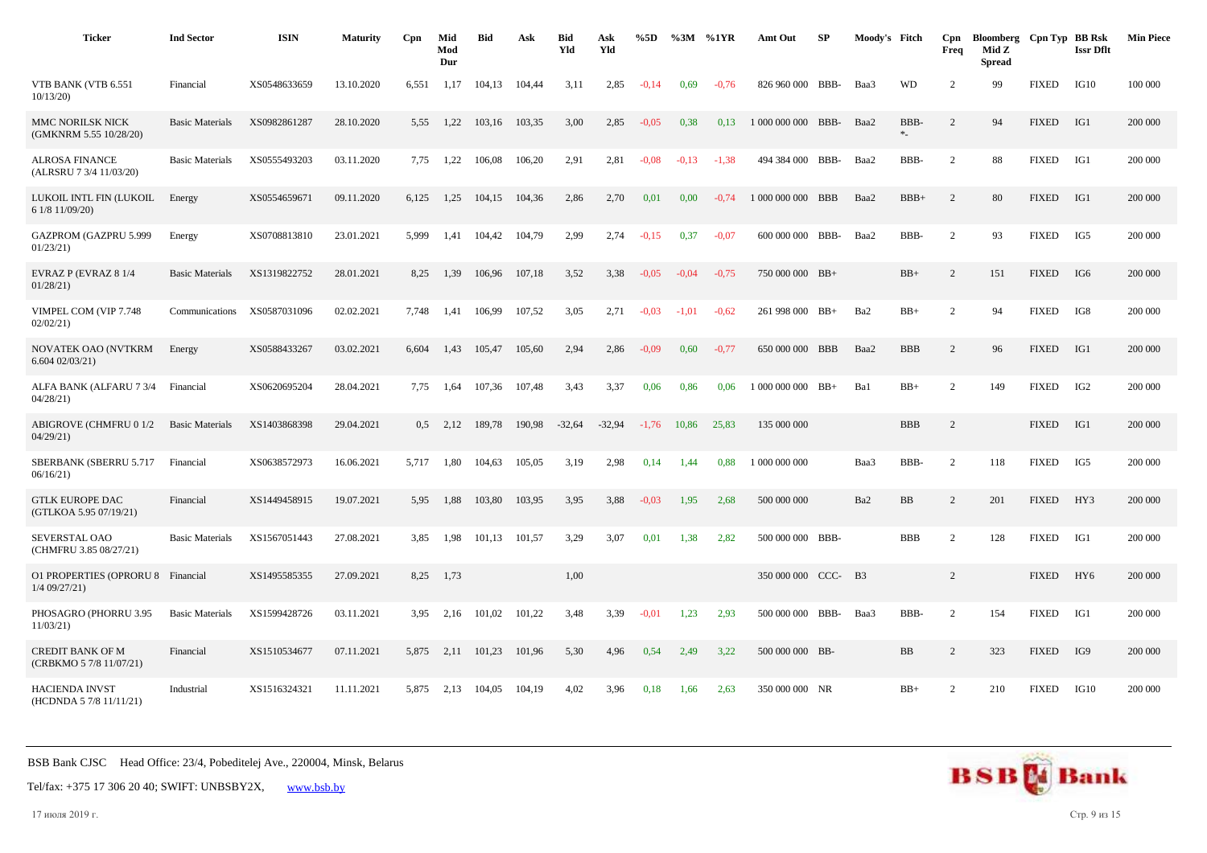| Ticker | Ind Sector | ISIN | Maturity | Cpn | Mid Mod Dur | Bid | Ask | Bid Yld | Ask Yld | %5D | %3M | %1YR | Amt Out | SP | Moody's | Fitch | Cpn Freq | Bloomberg Mid Z Spread | Cpn Typ | BB Rsk Issr Dflt | Min Piece |
|---|---|---|---|---|---|---|---|---|---|---|---|---|---|---|---|---|---|---|---|---|---|
| VTB BANK (VTB 6.551 10/13/20) | Financial | XS0548633659 | 13.10.2020 | 6,551 | 1,17 | 104,13 | 104,44 | 3,11 | 2,85 | -0,14 | 0,69 | -0,76 | 826 960 000 | BBB- | Baa3 | WD | 2 | 99 | FIXED | IG10 | 100 000 |
| MMC NORILSK NICK (GMKNRM 5.55 10/28/20) | Basic Materials | XS0982861287 | 28.10.2020 | 5,55 | 1,22 | 103,16 | 103,35 | 3,00 | 2,85 | -0,05 | 0,38 | 0,13 | 1 000 000 000 | BBB- | Baa2 | BBB- *- | 2 | 94 | FIXED | IG1 | 200 000 |
| ALROSA FINANCE (ALRSRU 7 3/4 11/03/20) | Basic Materials | XS0555493203 | 03.11.2020 | 7,75 | 1,22 | 106,08 | 106,20 | 2,91 | 2,81 | -0,08 | -0,13 | -1,38 | 494 384 000 | BBB- | Baa2 | BBB- | 2 | 88 | FIXED | IG1 | 200 000 |
| LUKOIL INTL FIN (LUKOIL 6 1/8 11/09/20) | Energy | XS0554659671 | 09.11.2020 | 6,125 | 1,25 | 104,15 | 104,36 | 2,86 | 2,70 | 0,01 | 0,00 | -0,74 | 1 000 000 000 | BBB | Baa2 | BBB+ | 2 | 80 | FIXED | IG1 | 200 000 |
| GAZPROM (GAZPRU 5.999 01/23/21) | Energy | XS0708813810 | 23.01.2021 | 5,999 | 1,41 | 104,42 | 104,79 | 2,99 | 2,74 | -0,15 | 0,37 | -0,07 | 600 000 000 | BBB- | Baa2 | BBB- | 2 | 93 | FIXED | IG5 | 200 000 |
| EVRAZ P (EVRAZ 8 1/4 01/28/21) | Basic Materials | XS1319822752 | 28.01.2021 | 8,25 | 1,39 | 106,96 | 107,18 | 3,52 | 3,38 | -0,05 | -0,04 | -0,75 | 750 000 000 | BB+ | | BB+ | 2 | 151 | FIXED | IG6 | 200 000 |
| VIMPEL COM (VIP 7.748 02/02/21) | Communications | XS0587031096 | 02.02.2021 | 7,748 | 1,41 | 106,99 | 107,52 | 3,05 | 2,71 | -0,03 | -1,01 | -0,62 | 261 998 000 | BB+ | Ba2 | BB+ | 2 | 94 | FIXED | IG8 | 200 000 |
| NOVATEK OAO (NVTKRM 6.604 02/03/21) | Energy | XS0588433267 | 03.02.2021 | 6,604 | 1,43 | 105,47 | 105,60 | 2,94 | 2,86 | -0,09 | 0,60 | -0,77 | 650 000 000 | BBB | Baa2 | BBB | 2 | 96 | FIXED | IG1 | 200 000 |
| ALFA BANK (ALFARU 7 3/4 04/28/21) | Financial | XS0620695204 | 28.04.2021 | 7,75 | 1,64 | 107,36 | 107,48 | 3,43 | 3,37 | 0,06 | 0,86 | 0,06 | 1 000 000 000 | BB+ | Ba1 | BB+ | 2 | 149 | FIXED | IG2 | 200 000 |
| ABIGROVE (CHMFRU 0 1/2 04/29/21) | Basic Materials | XS1403868398 | 29.04.2021 | 0,5 | 2,12 | 189,78 | 190,98 | -32,64 | -32,94 | -1,76 | 10,86 | 25,83 | 135 000 000 | | | BBB | 2 | | FIXED | IG1 | 200 000 |
| SBERBANK (SBERRU 5.717 06/16/21) | Financial | XS0638572973 | 16.06.2021 | 5,717 | 1,80 | 104,63 | 105,05 | 3,19 | 2,98 | 0,14 | 1,44 | 0,88 | 1 000 000 000 | | Baa3 | BBB- | 2 | 118 | FIXED | IG5 | 200 000 |
| GTLK EUROPE DAC (GTLKOA 5.95 07/19/21) | Financial | XS1449458915 | 19.07.2021 | 5,95 | 1,88 | 103,80 | 103,95 | 3,95 | 3,88 | -0,03 | 1,95 | 2,68 | 500 000 000 | | Ba2 | BB | 2 | 201 | FIXED | HY3 | 200 000 |
| SEVERSTAL OAO (CHMFRU 3.85 08/27/21) | Basic Materials | XS1567051443 | 27.08.2021 | 3,85 | 1,98 | 101,13 | 101,57 | 3,29 | 3,07 | 0,01 | 1,38 | 2,82 | 500 000 000 | BBB- | | BBB | 2 | 128 | FIXED | IG1 | 200 000 |
| O1 PROPERTIES (OPRORU 8 1/4 09/27/21) | Financial | XS1495585355 | 27.09.2021 | 8,25 | 1,73 | | | 1,00 | | | | | 350 000 000 | CCC- | B3 | | 2 | | FIXED | HY6 | 200 000 |
| PHOSAGRO (PHORRU 3.95 11/03/21) | Basic Materials | XS1599428726 | 03.11.2021 | 3,95 | 2,16 | 101,02 | 101,22 | 3,48 | 3,39 | -0,01 | 1,23 | 2,93 | 500 000 000 | BBB- | Baa3 | BBB- | 2 | 154 | FIXED | IG1 | 200 000 |
| CREDIT BANK OF M (CRBKMO 5 7/8 11/07/21) | Financial | XS1510534677 | 07.11.2021 | 5,875 | 2,11 | 101,23 | 101,96 | 5,30 | 4,96 | 0,54 | 2,49 | 3,22 | 500 000 000 | BB- | | BB | 2 | 323 | FIXED | IG9 | 200 000 |
| HACIENDA INVST (HCDNDA 5 7/8 11/11/21) | Industrial | XS1516324321 | 11.11.2021 | 5,875 | 2,13 | 104,05 | 104,19 | 4,02 | 3,96 | 0,18 | 1,66 | 2,63 | 350 000 000 | NR | | BB+ | 2 | 210 | FIXED | IG10 | 200 000 |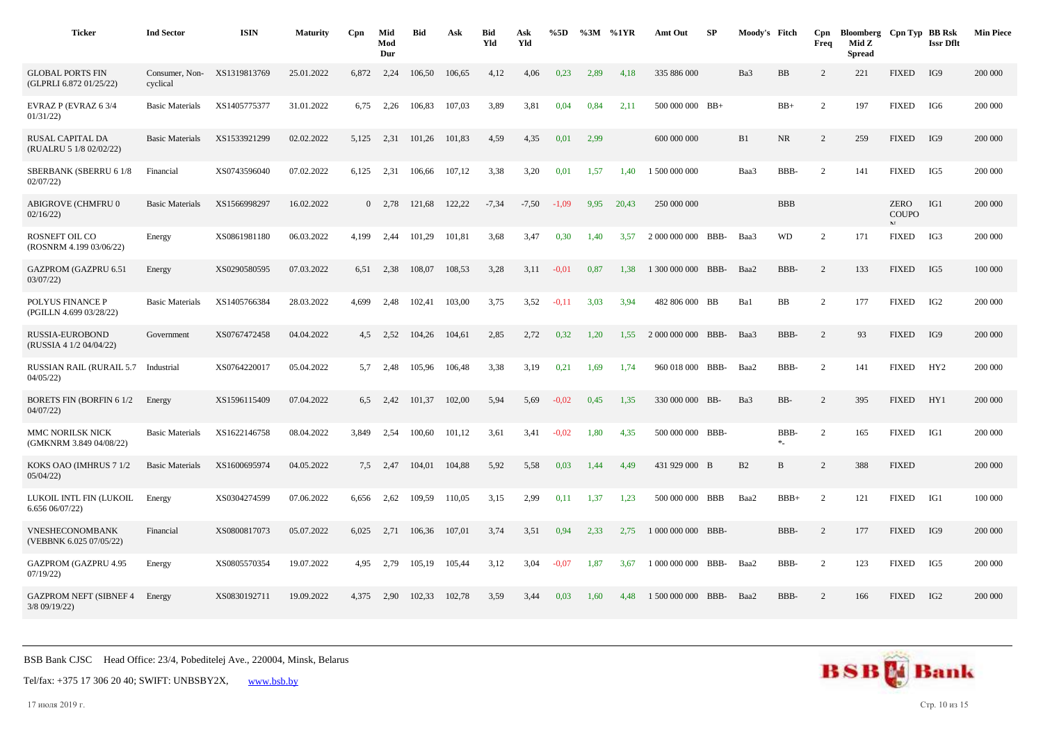| Ticker | Ind Sector | ISIN | Maturity | Cpn | Mid Mod Dur | Bid | Ask | Bid Yld | Ask Yld | %5D | %3M | %1YR | Amt Out | SP | Moody's | Fitch | Cpn Freq | Bloomberg Mid Z Spread | Cpn Typ | BB Rsk Issr Dflt | Min Piece |
|---|---|---|---|---|---|---|---|---|---|---|---|---|---|---|---|---|---|---|---|---|---|
| GLOBAL PORTS FIN (GLPRLI 6.872 01/25/22) | Consumer, Non-cyclical | XS1319813769 | 25.01.2022 | 6,872 | 2,24 | 106,50 | 106,65 | 4,12 | 4,06 | 0,23 | 2,89 | 4,18 | 335 886 000 | | Ba3 | BB | 2 | 221 | FIXED | IG9 | 200 000 |
| EVRAZ P (EVRAZ 6 3/4 01/31/22) | Basic Materials | XS1405775377 | 31.01.2022 | 6,75 | 2,26 | 106,83 | 107,03 | 3,89 | 3,81 | 0,04 | 0,84 | 2,11 | 500 000 000 | BB+ | | BB+ | 2 | 197 | FIXED | IG6 | 200 000 |
| RUSAL CAPITAL DA (RUALRU 5 1/8 02/02/22) | Basic Materials | XS1533921299 | 02.02.2022 | 5,125 | 2,31 | 101,26 | 101,83 | 4,59 | 4,35 | 0,01 | 2,99 | | 600 000 000 | | B1 | NR | 2 | 259 | FIXED | IG9 | 200 000 |
| SBERBANK (SBERRU 6 1/8 02/07/22) | Financial | XS0743596040 | 07.02.2022 | 6,125 | 2,31 | 106,66 | 107,12 | 3,38 | 3,20 | 0,01 | 1,57 | 1,40 | 1 500 000 000 | | Baa3 | BBB- | 2 | 141 | FIXED | IG5 | 200 000 |
| ABIGROVE (CHMFRU 0 02/16/22) | Basic Materials | XS1566998297 | 16.02.2022 | 0 | 2,78 | 121,68 | 122,22 | -7,34 | -7,50 | -1,09 | 9,95 | 20,43 | 250 000 000 | | | BBB | | | ZERO COUPON | IG1 | 200 000 |
| ROSNEFT OIL CO (ROSNRM 4.199 03/06/22) | Energy | XS0861981180 | 06.03.2022 | 4,199 | 2,44 | 101,29 | 101,81 | 3,68 | 3,47 | 0,30 | 1,40 | 3,57 | 2 000 000 000 | BBB- | Baa3 | WD | 2 | 171 | FIXED | IG3 | 200 000 |
| GAZPROM (GAZPRU 6.51 03/07/22) | Energy | XS0290580595 | 07.03.2022 | 6,51 | 2,38 | 108,07 | 108,53 | 3,28 | 3,11 | -0,01 | 0,87 | 1,38 | 1 300 000 000 | BBB- | Baa2 | BBB- | 2 | 133 | FIXED | IG5 | 100 000 |
| POLYUS FINANCE P (PGILLN 4.699 03/28/22) | Basic Materials | XS1405766384 | 28.03.2022 | 4,699 | 2,48 | 102,41 | 103,00 | 3,75 | 3,52 | -0,11 | 3,03 | 3,94 | 482 806 000 | BB | Ba1 | BB | 2 | 177 | FIXED | IG2 | 200 000 |
| RUSSIA-EUROBOND (RUSSIA 4 1/2 04/04/22) | Government | XS0767472458 | 04.04.2022 | 4,5 | 2,52 | 104,26 | 104,61 | 2,85 | 2,72 | 0,32 | 1,20 | 1,55 | 2 000 000 000 | BBB- | Baa3 | BBB- | 2 | 93 | FIXED | IG9 | 200 000 |
| RUSSIAN RAIL (RURAIL 5.7 04/05/22) | Industrial | XS0764220017 | 05.04.2022 | 5,7 | 2,48 | 105,96 | 106,48 | 3,38 | 3,19 | 0,21 | 1,69 | 1,74 | 960 018 000 | BBB- | Baa2 | BBB- | 2 | 141 | FIXED | HY2 | 200 000 |
| BORETS FIN (BORFIN 6 1/2 04/07/22) | Energy | XS1596115409 | 07.04.2022 | 6,5 | 2,42 | 101,37 | 102,00 | 5,94 | 5,69 | -0,02 | 0,45 | 1,35 | 330 000 000 | BB- | Ba3 | BB- | 2 | 395 | FIXED | HY1 | 200 000 |
| MMC NORILSK NICK (GMKNRM 3.849 04/08/22) | Basic Materials | XS1622146758 | 08.04.2022 | 3,849 | 2,54 | 100,60 | 101,12 | 3,61 | 3,41 | -0,02 | 1,80 | 4,35 | 500 000 000 | BBB- | | BBB- *- | 2 | 165 | FIXED | IG1 | 200 000 |
| KOKS OAO (IMHRUS 7 1/2 05/04/22) | Basic Materials | XS1600695974 | 04.05.2022 | 7,5 | 2,47 | 104,01 | 104,88 | 5,92 | 5,58 | 0,03 | 1,44 | 4,49 | 431 929 000 | B | B2 | B | 2 | 388 | FIXED | | 200 000 |
| LUKOIL INTL FIN (LUKOIL 6.656 06/07/22) | Energy | XS0304274599 | 07.06.2022 | 6,656 | 2,62 | 109,59 | 110,05 | 3,15 | 2,99 | 0,11 | 1,37 | 1,23 | 500 000 000 | BBB | Baa2 | BBB+ | 2 | 121 | FIXED | IG1 | 100 000 |
| VNESHECONOMBANK (VEBBNK 6.025 07/05/22) | Financial | XS0800817073 | 05.07.2022 | 6,025 | 2,71 | 106,36 | 107,01 | 3,74 | 3,51 | 0,94 | 2,33 | 2,75 | 1 000 000 000 | BBB- | | BBB- | 2 | 177 | FIXED | IG9 | 200 000 |
| GAZPROM (GAZPRU 4.95 07/19/22) | Energy | XS0805570354 | 19.07.2022 | 4,95 | 2,79 | 105,19 | 105,44 | 3,12 | 3,04 | -0,07 | 1,87 | 3,67 | 1 000 000 000 | BBB- | Baa2 | BBB- | 2 | 123 | FIXED | IG5 | 200 000 |
| GAZPROM NEFT (SIBNEF 4 3/8 09/19/22) | Energy | XS0830192711 | 19.09.2022 | 4,375 | 2,90 | 102,33 | 102,78 | 3,59 | 3,44 | 0,03 | 1,60 | 4,48 | 1 500 000 000 | BBB- | Baa2 | BBB- | 2 | 166 | FIXED | IG2 | 200 000 |

BSB Bank CJSC Head Office: 23/4, Pobeditelej Ave., 220004, Minsk, Belarus

Tel/fax: +375 17 306 20 40; SWIFT: UNBSBY2X, www.bsb.by

17 июля 2019 г.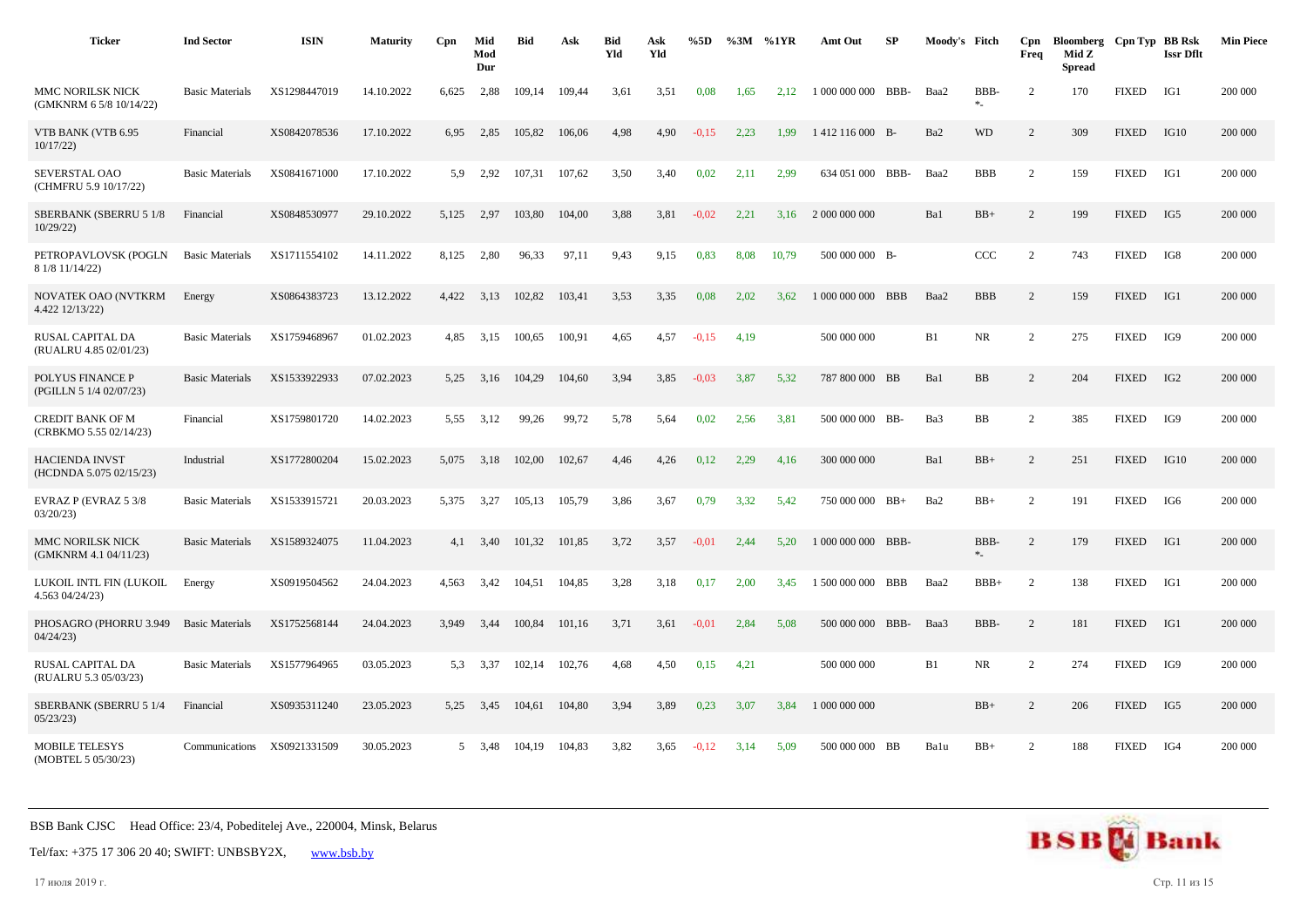| Ticker | Ind Sector | ISIN | Maturity | Cpn | Mid Mod Dur | Bid | Ask | Bid Yld | Ask Yld | %5D | %3M | %1YR | Amt Out | SP | Moody's | Fitch | Cpn Freq | Bloomberg Mid Z Spread | Cpn Typ | BB Rsk Issr Dflt | Min Piece |
|---|---|---|---|---|---|---|---|---|---|---|---|---|---|---|---|---|---|---|---|---|---|
| MMC NORILSK NICK (GMKNRM 6 5/8 10/14/22) | Basic Materials | XS1298447019 | 14.10.2022 | 6,625 | 2,88 | 109,14 | 109,44 | 3,61 | 3,51 | 0,08 | 1,65 | 2,12 | 1 000 000 000 | BBB- | Baa2 | BBB-*- | 2 | 170 | FIXED | IG1 | 200 000 |
| VTB BANK (VTB 6.95 10/17/22) | Financial | XS0842078536 | 17.10.2022 | 6,95 | 2,85 | 105,82 | 106,06 | 4,98 | 4,90 | -0,15 | 2,23 | 1,99 | 1 412 116 000 | B- | Ba2 | WD | 2 | 309 | FIXED | IG10 | 200 000 |
| SEVERSTAL OAO (CHMFRU 5.9 10/17/22) | Basic Materials | XS0841671000 | 17.10.2022 | 5,9 | 2,92 | 107,31 | 107,62 | 3,50 | 3,40 | 0,02 | 2,11 | 2,99 | 634 051 000 | BBB- | Baa2 | BBB | 2 | 159 | FIXED | IG1 | 200 000 |
| SBERBANK (SBERRU 5 1/8 10/29/22) | Financial | XS0848530977 | 29.10.2022 | 5,125 | 2,97 | 103,80 | 104,00 | 3,88 | 3,81 | -0,02 | 2,21 | 3,16 | 2 000 000 000 | | Ba1 | BB+ | 2 | 199 | FIXED | IG5 | 200 000 |
| PETROPAVLOVSK (POGLN 8 1/8 11/14/22) | Basic Materials | XS1711554102 | 14.11.2022 | 8,125 | 2,80 | 96,33 | 97,11 | 9,43 | 9,15 | 0,83 | 8,08 | 10,79 | 500 000 000 | B- | | CCC | 2 | 743 | FIXED | IG8 | 200 000 |
| NOVATEK OAO (NVTKRM 4.422 12/13/22) | Energy | XS0864383723 | 13.12.2022 | 4,422 | 3,13 | 102,82 | 103,41 | 3,53 | 3,35 | 0,08 | 2,02 | 3,62 | 1 000 000 000 | BBB | Baa2 | BBB | 2 | 159 | FIXED | IG1 | 200 000 |
| RUSAL CAPITAL DA (RUALRU 4.85 02/01/23) | Basic Materials | XS1759468967 | 01.02.2023 | 4,85 | 3,15 | 100,65 | 100,91 | 4,65 | 4,57 | -0,15 | 4,19 | | 500 000 000 | | B1 | NR | 2 | 275 | FIXED | IG9 | 200 000 |
| POLYUS FINANCE P (PGILLN 5 1/4 02/07/23) | Basic Materials | XS1533922933 | 07.02.2023 | 5,25 | 3,16 | 104,29 | 104,60 | 3,94 | 3,85 | -0,03 | 3,87 | 5,32 | 787 800 000 | BB | Ba1 | BB | 2 | 204 | FIXED | IG2 | 200 000 |
| CREDIT BANK OF M (CRBKMO 5.55 02/14/23) | Financial | XS1759801720 | 14.02.2023 | 5,55 | 3,12 | 99,26 | 99,72 | 5,78 | 5,64 | 0,02 | 2,56 | 3,81 | 500 000 000 | BB- | Ba3 | BB | 2 | 385 | FIXED | IG9 | 200 000 |
| HACIENDA INVST (HCDNDA 5.075 02/15/23) | Industrial | XS1772800204 | 15.02.2023 | 5,075 | 3,18 | 102,00 | 102,67 | 4,46 | 4,26 | 0,12 | 2,29 | 4,16 | 300 000 000 | | Ba1 | BB+ | 2 | 251 | FIXED | IG10 | 200 000 |
| EVRAZ P (EVRAZ 5 3/8 03/20/23) | Basic Materials | XS1533915721 | 20.03.2023 | 5,375 | 3,27 | 105,13 | 105,79 | 3,86 | 3,67 | 0,79 | 3,32 | 5,42 | 750 000 000 | BB+ | Ba2 | BB+ | 2 | 191 | FIXED | IG6 | 200 000 |
| MMC NORILSK NICK (GMKNRM 4.1 04/11/23) | Basic Materials | XS1589324075 | 11.04.2023 | 4,1 | 3,40 | 101,32 | 101,85 | 3,72 | 3,57 | -0,01 | 2,44 | 5,20 | 1 000 000 000 | BBB- | | BBB-*- | 2 | 179 | FIXED | IG1 | 200 000 |
| LUKOIL INTL FIN (LUKOIL 4.563 04/24/23) | Energy | XS0919504562 | 24.04.2023 | 4,563 | 3,42 | 104,51 | 104,85 | 3,28 | 3,18 | 0,17 | 2,00 | 3,45 | 1 500 000 000 | BBB | Baa2 | BBB+ | 2 | 138 | FIXED | IG1 | 200 000 |
| PHOSAGRO (PHORRU 3.949 04/24/23) | Basic Materials | XS1752568144 | 24.04.2023 | 3,949 | 3,44 | 100,84 | 101,16 | 3,71 | 3,61 | -0,01 | 2,84 | 5,08 | 500 000 000 | BBB- | Baa3 | BBB- | 2 | 181 | FIXED | IG1 | 200 000 |
| RUSAL CAPITAL DA (RUALRU 5.3 05/03/23) | Basic Materials | XS1577964965 | 03.05.2023 | 5,3 | 3,37 | 102,14 | 102,76 | 4,68 | 4,50 | 0,15 | 4,21 | | 500 000 000 | | B1 | NR | 2 | 274 | FIXED | IG9 | 200 000 |
| SBERBANK (SBERRU 5 1/4 05/23/23) | Financial | XS0935311240 | 23.05.2023 | 5,25 | 3,45 | 104,61 | 104,80 | 3,94 | 3,89 | 0,23 | 3,07 | 3,84 | 1 000 000 000 | | | BB+ | 2 | 206 | FIXED | IG5 | 200 000 |
| MOBILE TELESYS (MOBTEL 5 05/30/23) | Communications | XS0921331509 | 30.05.2023 | 5 | 3,48 | 104,19 | 104,83 | 3,82 | 3,65 | -0,12 | 3,14 | 5,09 | 500 000 000 | BB | Ba1u | BB+ | 2 | 188 | FIXED | IG4 | 200 000 |

BSB Bank CJSC Head Office: 23/4, Pobeditelej Ave., 220004, Minsk, Belarus

Tel/fax: +375 17 306 20 40; SWIFT: UNBSBY2X, www.bsb.by

17 июля 2019 г.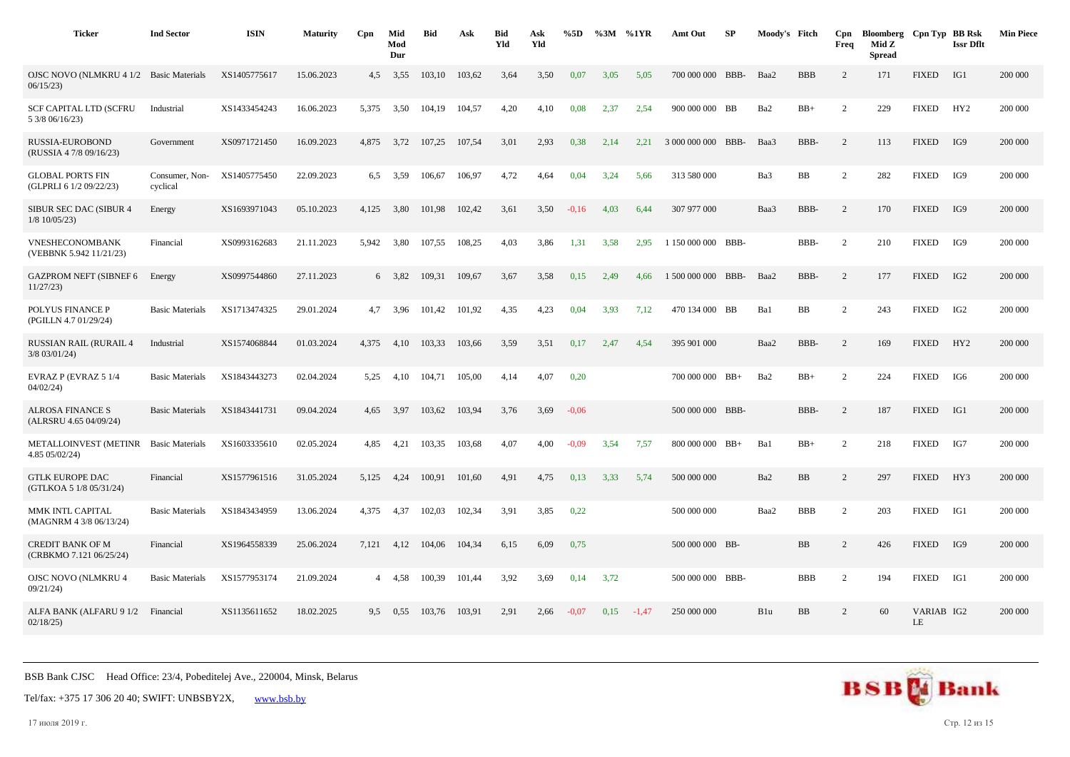| Ticker | Ind Sector | ISIN | Maturity | Cpn | Mid Mod Dur | Bid | Ask | Bid Yld | Ask Yld | %5D | %3M | %1YR | Amt Out | SP | Moody's | Fitch | Cpn Freq | Bloomberg Mid Z Spread | Cpn Typ | BB Rsk Issr Dflt | Min Piece |
|---|---|---|---|---|---|---|---|---|---|---|---|---|---|---|---|---|---|---|---|---|---|
| OJSC NOVO (NLMKRU 4 1/2 06/15/23) | Basic Materials | XS1405775617 | 15.06.2023 | 4,5 | 3,55 | 103,10 | 103,62 | 3,64 | 3,50 | 0,07 | 3,05 | 5,05 | 700 000 000 | BBB- | Baa2 | BBB | 2 | 171 | FIXED | IG1 | 200 000 |
| SCF CAPITAL LTD (SCFRU 5 3/8 06/16/23) | Industrial | XS1433454243 | 16.06.2023 | 5,375 | 3,50 | 104,19 | 104,57 | 4,20 | 4,10 | 0,08 | 2,37 | 2,54 | 900 000 000 | BB | Ba2 | BB+ | 2 | 229 | FIXED | HY2 | 200 000 |
| RUSSIA-EUROBOND (RUSSIA 4 7/8 09/16/23) | Government | XS0971721450 | 16.09.2023 | 4,875 | 3,72 | 107,25 | 107,54 | 3,01 | 2,93 | 0,38 | 2,14 | 2,21 | 3 000 000 000 | BBB- | Baa3 | BBB- | 2 | 113 | FIXED | IG9 | 200 000 |
| GLOBAL PORTS FIN (GLPRLI 6 1/2 09/22/23) | Consumer, Non-cyclical | XS1405775450 | 22.09.2023 | 6,5 | 3,59 | 106,67 | 106,97 | 4,72 | 4,64 | 0,04 | 3,24 | 5,66 | 313 580 000 | | Ba3 | BB | 2 | 282 | FIXED | IG9 | 200 000 |
| SIBUR SEC DAC (SIBUR 4 1/8 10/05/23) | Energy | XS1693971043 | 05.10.2023 | 4,125 | 3,80 | 101,98 | 102,42 | 3,61 | 3,50 | -0,16 | 4,03 | 6,44 | 307 977 000 | | Baa3 | BBB- | 2 | 170 | FIXED | IG9 | 200 000 |
| VNESHECONOMBANK (VEBBNK 5.942 11/21/23) | Financial | XS0993162683 | 21.11.2023 | 5,942 | 3,80 | 107,55 | 108,25 | 4,03 | 3,86 | 1,31 | 3,58 | 2,95 | 1 150 000 000 | BBB- | | BBB- | 2 | 210 | FIXED | IG9 | 200 000 |
| GAZPROM NEFT (SIBNEF 6 11/27/23) | Energy | XS0997544860 | 27.11.2023 | 6 | 3,82 | 109,31 | 109,67 | 3,67 | 3,58 | 0,15 | 2,49 | 4,66 | 1 500 000 000 | BBB- | Baa2 | BBB- | 2 | 177 | FIXED | IG2 | 200 000 |
| POLYUS FINANCE P (PGILLN 4.7 01/29/24) | Basic Materials | XS1713474325 | 29.01.2024 | 4,7 | 3,96 | 101,42 | 101,92 | 4,35 | 4,23 | 0,04 | 3,93 | 7,12 | 470 134 000 | BB | Ba1 | BB | 2 | 243 | FIXED | IG2 | 200 000 |
| RUSSIAN RAIL (RURAIL 4 3/8 03/01/24) | Industrial | XS1574068844 | 01.03.2024 | 4,375 | 4,10 | 103,33 | 103,66 | 3,59 | 3,51 | 0,17 | 2,47 | 4,54 | 395 901 000 | | Baa2 | BBB- | 2 | 169 | FIXED | HY2 | 200 000 |
| EVRAZ P (EVRAZ 5 1/4 04/02/24) | Basic Materials | XS1843443273 | 02.04.2024 | 5,25 | 4,10 | 104,71 | 105,00 | 4,14 | 4,07 | 0,20 | | | 700 000 000 | BB+ | Ba2 | BB+ | 2 | 224 | FIXED | IG6 | 200 000 |
| ALROSA FINANCE S (ALRSRU 4.65 04/09/24) | Basic Materials | XS1843441731 | 09.04.2024 | 4,65 | 3,97 | 103,62 | 103,94 | 3,76 | 3,69 | -0,06 | | | 500 000 000 | BBB- | | BBB- | 2 | 187 | FIXED | IG1 | 200 000 |
| METALLOINVEST (METINR 4.85 05/02/24) | Basic Materials | XS1603335610 | 02.05.2024 | 4,85 | 4,21 | 103,35 | 103,68 | 4,07 | 4,00 | -0,09 | 3,54 | 7,57 | 800 000 000 | BB+ | Ba1 | BB+ | 2 | 218 | FIXED | IG7 | 200 000 |
| GTLK EUROPE DAC (GTLKOA 5 1/8 05/31/24) | Financial | XS1577961516 | 31.05.2024 | 5,125 | 4,24 | 100,91 | 101,60 | 4,91 | 4,75 | 0,13 | 3,33 | 5,74 | 500 000 000 | | Ba2 | BB | 2 | 297 | FIXED | HY3 | 200 000 |
| MMK INTL CAPITAL (MAGNRM 4 3/8 06/13/24) | Basic Materials | XS1843434959 | 13.06.2024 | 4,375 | 4,37 | 102,03 | 102,34 | 3,91 | 3,85 | 0,22 | | | 500 000 000 | | Baa2 | BBB | 2 | 203 | FIXED | IG1 | 200 000 |
| CREDIT BANK OF M (CRBKMO 7.121 06/25/24) | Financial | XS1964558339 | 25.06.2024 | 7,121 | 4,12 | 104,06 | 104,34 | 6,15 | 6,09 | 0,75 | | | 500 000 000 | BB- | | BB | 2 | 426 | FIXED | IG9 | 200 000 |
| OJSC NOVO (NLMKRU 4 09/21/24) | Basic Materials | XS1577953174 | 21.09.2024 | 4 | 4,58 | 100,39 | 101,44 | 3,92 | 3,69 | 0,14 | 3,72 | | 500 000 000 | BBB- | | BBB | 2 | 194 | FIXED | IG1 | 200 000 |
| ALFA BANK (ALFARU 9 1/2 02/18/25) | Financial | XS1135611652 | 18.02.2025 | 9,5 | 0,55 | 103,76 | 103,91 | 2,91 | 2,66 | -0,07 | 0,15 | -1,47 | 250 000 000 | | B1u | BB | 2 | 60 | VARIABLE | IG2 | 200 000 |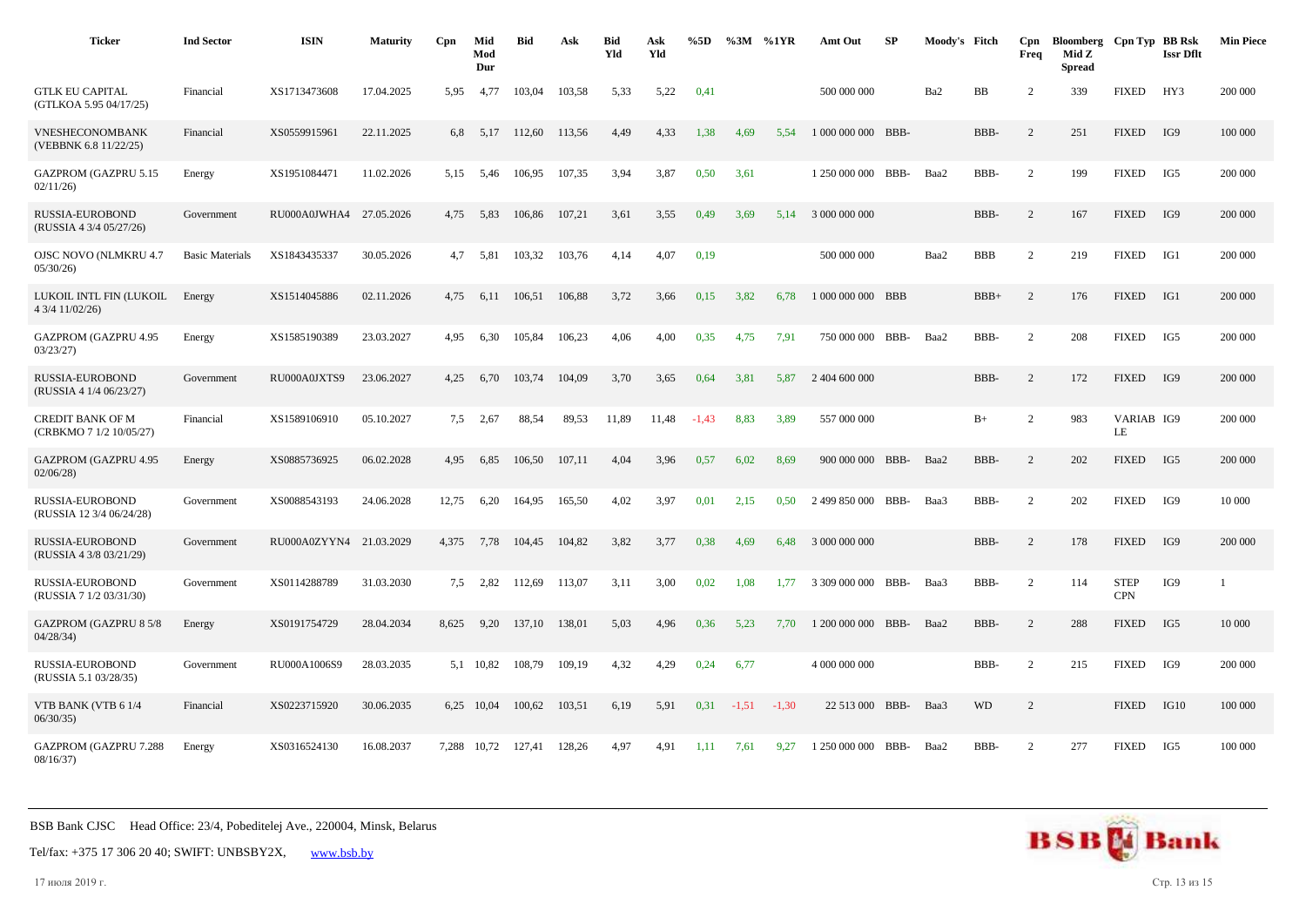| Ticker | Ind Sector | ISIN | Maturity | Cpn | Mid Mod Dur | Bid | Ask | Bid Yld | Ask Yld | %5D | %3M | %1YR | Amt Out | SP | Moody's | Fitch | Cpn Freq | Bloomberg Mid Z Spread | Cpn Typ | BB Rsk Issr Dflt | Min Piece |
|---|---|---|---|---|---|---|---|---|---|---|---|---|---|---|---|---|---|---|---|---|---|
| GTLK EU CAPITAL (GTLKOA 5.95 04/17/25) | Financial | XS1713473608 | 17.04.2025 | 5,95 | 4,77 | 103,04 | 103,58 | 5,33 | 5,22 | 0,41 | | | 500 000 000 | | Ba2 | BB | 2 | 339 | FIXED | HY3 | 200 000 |
| VNESHECONOMBANK (VEBBNK 6.8 11/22/25) | Financial | XS0559915961 | 22.11.2025 | 6,8 | 5,17 | 112,60 | 113,56 | 4,49 | 4,33 | 1,38 | 4,69 | 5,54 | 1 000 000 000 | BBB- | | BBB- | 2 | 251 | FIXED | IG9 | 100 000 |
| GAZPROM (GAZPRU 5.15 02/11/26) | Energy | XS1951084471 | 11.02.2026 | 5,15 | 5,46 | 106,95 | 107,35 | 3,94 | 3,87 | 0,50 | 3,61 | | 1 250 000 000 | BBB- | Baa2 | BBB- | 2 | 199 | FIXED | IG5 | 200 000 |
| RUSSIA-EUROBOND (RUSSIA 4 3/4 05/27/26) | Government | RU000A0JWHA4 | 27.05.2026 | 4,75 | 5,83 | 106,86 | 107,21 | 3,61 | 3,55 | 0,49 | 3,69 | 5,14 | 3 000 000 000 | | | BBB- | 2 | 167 | FIXED | IG9 | 200 000 |
| OJSC NOVO (NLMKRU 4.7 05/30/26) | Basic Materials | XS1843435337 | 30.05.2026 | 4,7 | 5,81 | 103,32 | 103,76 | 4,14 | 4,07 | 0,19 | | | 500 000 000 | | Baa2 | BBB | 2 | 219 | FIXED | IG1 | 200 000 |
| LUKOIL INTL FIN (LUKOIL 4 3/4 11/02/26) | Energy | XS1514045886 | 02.11.2026 | 4,75 | 6,11 | 106,51 | 106,88 | 3,72 | 3,66 | 0,15 | 3,82 | 6,78 | 1 000 000 000 | BBB | | BBB+ | 2 | 176 | FIXED | IG1 | 200 000 |
| GAZPROM (GAZPRU 4.95 03/23/27) | Energy | XS1585190389 | 23.03.2027 | 4,95 | 6,30 | 105,84 | 106,23 | 4,06 | 4,00 | 0,35 | 4,75 | 7,91 | 750 000 000 | BBB- | Baa2 | BBB- | 2 | 208 | FIXED | IG5 | 200 000 |
| RUSSIA-EUROBOND (RUSSIA 4 1/4 06/23/27) | Government | RU000A0JXTS9 | 23.06.2027 | 4,25 | 6,70 | 103,74 | 104,09 | 3,70 | 3,65 | 0,64 | 3,81 | 5,87 | 2 404 600 000 | | | BBB- | 2 | 172 | FIXED | IG9 | 200 000 |
| CREDIT BANK OF M (CRBKMO 7 1/2 10/05/27) | Financial | XS1589106910 | 05.10.2027 | 7,5 | 2,67 | 88,54 | 89,53 | 11,89 | 11,48 | -1,43 | 8,83 | 3,89 | 557 000 000 | | | B+ | 2 | 983 | VARIABLE | IG9 | 200 000 |
| GAZPROM (GAZPRU 4.95 02/06/28) | Energy | XS0885736925 | 06.02.2028 | 4,95 | 6,85 | 106,50 | 107,11 | 4,04 | 3,96 | 0,57 | 6,02 | 8,69 | 900 000 000 | BBB- | Baa2 | BBB- | 2 | 202 | FIXED | IG5 | 200 000 |
| RUSSIA-EUROBOND (RUSSIA 12 3/4 06/24/28) | Government | XS0088543193 | 24.06.2028 | 12,75 | 6,20 | 164,95 | 165,50 | 4,02 | 3,97 | 0,01 | 2,15 | 0,50 | 2 499 850 000 | BBB- | Baa3 | BBB- | 2 | 202 | FIXED | IG9 | 10 000 |
| RUSSIA-EUROBOND (RUSSIA 4 3/8 03/21/29) | Government | RU000A0ZYYN4 | 21.03.2029 | 4,375 | 7,78 | 104,45 | 104,82 | 3,82 | 3,77 | 0,38 | 4,69 | 6,48 | 3 000 000 000 | | | BBB- | 2 | 178 | FIXED | IG9 | 200 000 |
| RUSSIA-EUROBOND (RUSSIA 7 1/2 03/31/30) | Government | XS0114288789 | 31.03.2030 | 7,5 | 2,82 | 112,69 | 113,07 | 3,11 | 3,00 | 0,02 | 1,08 | 1,77 | 3 309 000 000 | BBB- | Baa3 | BBB- | 2 | 114 | STEP CPN | IG9 | 1 |
| GAZPROM (GAZPRU 8 5/8 04/28/34) | Energy | XS0191754729 | 28.04.2034 | 8,625 | 9,20 | 137,10 | 138,01 | 5,03 | 4,96 | 0,36 | 5,23 | 7,70 | 1 200 000 000 | BBB- | Baa2 | BBB- | 2 | 288 | FIXED | IG5 | 10 000 |
| RUSSIA-EUROBOND (RUSSIA 5.1 03/28/35) | Government | RU000A1006S9 | 28.03.2035 | 5,1 | 10,82 | 108,79 | 109,19 | 4,32 | 4,29 | 0,24 | 6,77 | | 4 000 000 000 | | | BBB- | 2 | 215 | FIXED | IG9 | 200 000 |
| VTB BANK (VTB 6 1/4 06/30/35) | Financial | XS0223715920 | 30.06.2035 | 6,25 | 10,04 | 100,62 | 103,51 | 6,19 | 5,91 | 0,31 | -1,51 | -1,30 | 22 513 000 | BBB- | Baa3 | WD | 2 | | FIXED | IG10 | 100 000 |
| GAZPROM (GAZPRU 7.288 08/16/37) | Energy | XS0316524130 | 16.08.2037 | 7,288 | 10,72 | 127,41 | 128,26 | 4,97 | 4,91 | 1,11 | 7,61 | 9,27 | 1 250 000 000 | BBB- | Baa2 | BBB- | 2 | 277 | FIXED | IG5 | 100 000 |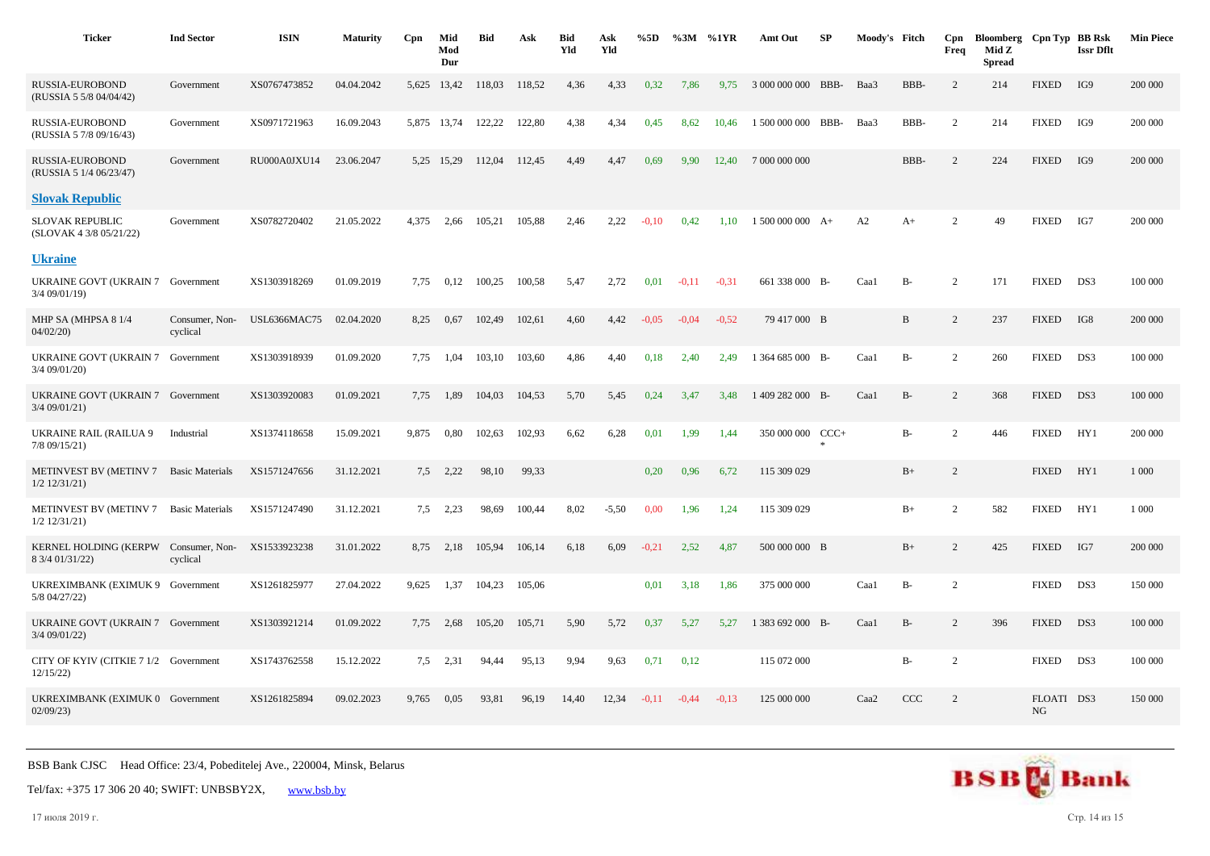| Ticker | Ind Sector | ISIN | Maturity | Cpn | Mid Mod Dur | Bid | Ask | Bid Yld | Ask Yld | %5D | %3M | %1YR | Amt Out | SP | Moody's | Fitch | Cpn Freq | Bloomberg Mid Z Spread | Cpn Typ | BB Rsk Issr Dflt | Min Piece |
|---|---|---|---|---|---|---|---|---|---|---|---|---|---|---|---|---|---|---|---|---|---|
| RUSSIA-EUROBOND (RUSSIA 5 5/8 04/04/42) | Government | XS0767473852 | 04.04.2042 | 5,625 | 13,42 | 118,03 | 118,52 | 4,36 | 4,33 | 0,32 | 7,86 | 9,75 | 3 000 000 000 | BBB- | Baa3 | BBB- | 2 | 214 | FIXED | IG9 | 200 000 |
| RUSSIA-EUROBOND (RUSSIA 5 7/8 09/16/43) | Government | XS0971721963 | 16.09.2043 | 5,875 | 13,74 | 122,22 | 122,80 | 4,38 | 4,34 | 0,45 | 8,62 | 10,46 | 1 500 000 000 | BBB- | Baa3 | BBB- | 2 | 214 | FIXED | IG9 | 200 000 |
| RUSSIA-EUROBOND (RUSSIA 5 1/4 06/23/47) | Government | RU000A0JXU14 | 23.06.2047 | 5,25 | 15,29 | 112,04 | 112,45 | 4,49 | 4,47 | 0,69 | 9,90 | 12,40 | 7 000 000 000 | | | BBB- | 2 | 224 | FIXED | IG9 | 200 000 |
| **Slovak Republic** | | | | | | | | | | | | | | | | | | | | | |
| SLOVAK REPUBLIC (SLOVAK 4 3/8 05/21/22) | Government | XS0782720402 | 21.05.2022 | 4,375 | 2,66 | 105,21 | 105,88 | 2,46 | 2,22 | -0,10 | 0,42 | 1,10 | 1 500 000 000 | A+ | A2 | A+ | 2 | 49 | FIXED | IG7 | 200 000 |
| **Ukraine** | | | | | | | | | | | | | | | | | | | | | |
| UKRAINE GOVT (UKRAIN 7 3/4 09/01/19) | Government | XS1303918269 | 01.09.2019 | 7,75 | 0,12 | 100,25 | 100,58 | 5,47 | 2,72 | 0,01 | -0,11 | -0,31 | 661 338 000 | B- | Caa1 | B- | 2 | 171 | FIXED | DS3 | 100 000 |
| MHP SA (MHPSA 8 1/4 04/02/20) | Consumer, Non-cyclical | USL6366MAC75 | 02.04.2020 | 8,25 | 0,67 | 102,49 | 102,61 | 4,60 | 4,42 | -0,05 | -0,04 | -0,52 | 79 417 000 | B | | B | 2 | 237 | FIXED | IG8 | 200 000 |
| UKRAINE GOVT (UKRAIN 7 3/4 09/01/20) | Government | XS1303918939 | 01.09.2020 | 7,75 | 1,04 | 103,10 | 103,60 | 4,86 | 4,40 | 0,18 | 2,40 | 2,49 | 1 364 685 000 | B- | Caa1 | B- | 2 | 260 | FIXED | DS3 | 100 000 |
| UKRAINE GOVT (UKRAIN 7 3/4 09/01/21) | Government | XS1303920083 | 01.09.2021 | 7,75 | 1,89 | 104,03 | 104,53 | 5,70 | 5,45 | 0,24 | 3,47 | 3,48 | 1 409 282 000 | B- | Caa1 | B- | 2 | 368 | FIXED | DS3 | 100 000 |
| UKRAINE RAIL (RAILUA 9 7/8 09/15/21) | Industrial | XS1374118658 | 15.09.2021 | 9,875 | 0,80 | 102,63 | 102,93 | 6,62 | 6,28 | 0,01 | 1,99 | 1,44 | 350 000 000 | CCC+ * | | B- | 2 | 446 | FIXED | HY1 | 200 000 |
| METINVEST BV (METINV 7 1/2 12/31/21) | Basic Materials | XS1571247656 | 31.12.2021 | 7,5 | 2,22 | 98,10 | 99,33 | | | 0,20 | 0,96 | 6,72 | 115 309 029 | | | B+ | 2 | | FIXED | HY1 | 1 000 |
| METINVEST BV (METINV 7 1/2 12/31/21) | Basic Materials | XS1571247490 | 31.12.2021 | 7,5 | 2,23 | 98,69 | 100,44 | 8,02 | -5,50 | 0,00 | 1,96 | 1,24 | 115 309 029 | | | B+ | 2 | 582 | FIXED | HY1 | 1 000 |
| KERNEL HOLDING (KERPW 8 3/4 01/31/22) | Consumer, Non-cyclical | XS1533923238 | 31.01.2022 | 8,75 | 2,18 | 105,94 | 106,14 | 6,18 | 6,09 | -0,21 | 2,52 | 4,87 | 500 000 000 | B | | B+ | 2 | 425 | FIXED | IG7 | 200 000 |
| UKREXIMBANK (EXIMUK 9 5/8 04/27/22) | Government | XS1261825977 | 27.04.2022 | 9,625 | 1,37 | 104,23 | 105,06 | | | 0,01 | 3,18 | 1,86 | 375 000 000 | | Caa1 | B- | 2 | | FIXED | DS3 | 150 000 |
| UKRAINE GOVT (UKRAIN 7 3/4 09/01/22) | Government | XS1303921214 | 01.09.2022 | 7,75 | 2,68 | 105,20 | 105,71 | 5,90 | 5,72 | 0,37 | 5,27 | 5,27 | 1 383 692 000 | B- | Caa1 | B- | 2 | 396 | FIXED | DS3 | 100 000 |
| CITY OF KYIV (CITKIE 7 1/2 12/15/22) | Government | XS1743762558 | 15.12.2022 | 7,5 | 2,31 | 94,44 | 95,13 | 9,94 | 9,63 | 0,71 | 0,12 | | 115 072 000 | | | B- | 2 | | FIXED | DS3 | 100 000 |
| UKREXIMBANK (EXIMUK 0 02/09/23) | Government | XS1261825894 | 09.02.2023 | 9,765 | 0,05 | 93,81 | 96,19 | 14,40 | 12,34 | -0,11 | -0,44 | -0,13 | 125 000 000 | | Caa2 | CCC | 2 | | FLOATING | DS3 | 150 000 |

BSB Bank CJSC Head Office: 23/4, Pobeditelej Ave., 220004, Minsk, Belarus

Tel/fax: +375 17 306 20 40; SWIFT: UNBSBY2X, www.bsb.by

17 июля 2019 г.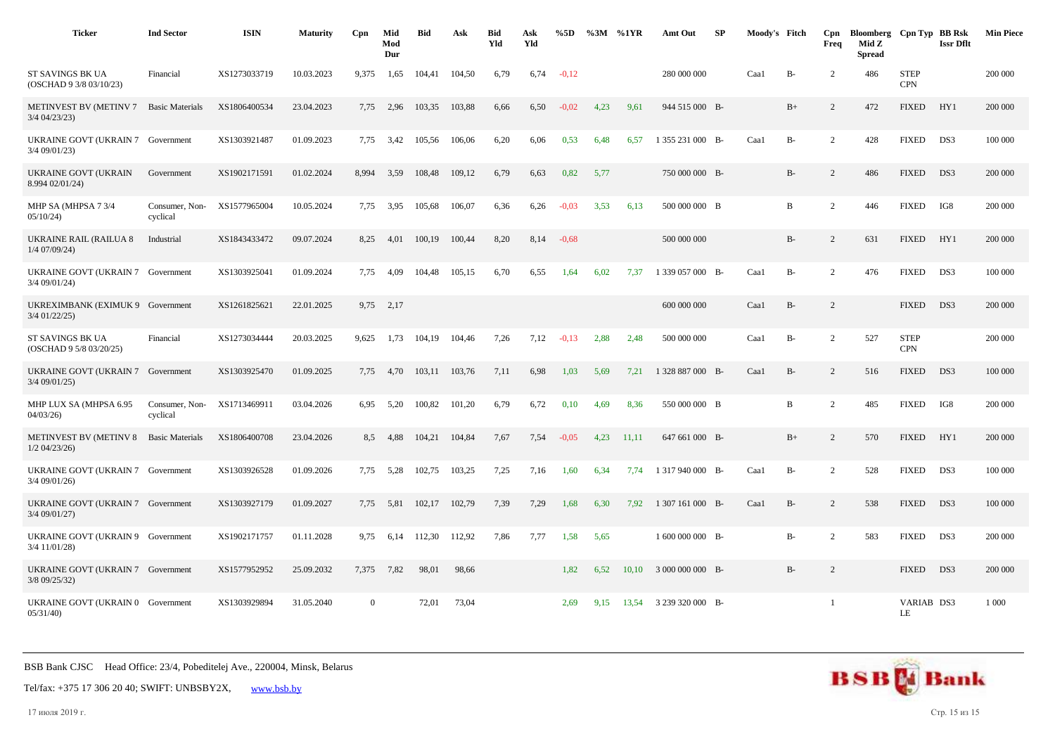| Ticker | Ind Sector | ISIN | Maturity | Cpn | Mid Mod Dur | Bid | Ask | Bid Yld | Ask Yld | %5D | %3M | %1YR | Amt Out | SP | Moody's | Fitch | Cpn Freq | Bloomberg Mid Z Spread | Cpn Typ | BB Rsk Issr Dflt | Min Piece |
|---|---|---|---|---|---|---|---|---|---|---|---|---|---|---|---|---|---|---|---|---|---|
| ST SAVINGS BK UA (OSCHAD 9 3/8 03/10/23) | Financial | XS1273033719 | 10.03.2023 | 9,375 | 1,65 | 104,41 | 104,50 | 6,79 | 6,74 | -0,12 | | | 280 000 000 | | Caa1 | B- | 2 | 486 | STEP CPN | | 200 000 |
| METINVEST BV (METINV 7 3/4 04/23/23) | Basic Materials | XS1806400534 | 23.04.2023 | 7,75 | 2,96 | 103,35 | 103,88 | 6,66 | 6,50 | -0,02 | 4,23 | 9,61 | 944 515 000 | B- | | B+ | 2 | 472 | FIXED | HY1 | 200 000 |
| UKRAINE GOVT (UKRAIN 7 3/4 09/01/23) | Government | XS1303921487 | 01.09.2023 | 7,75 | 3,42 | 105,56 | 106,06 | 6,20 | 6,06 | 0,53 | 6,48 | 6,57 | 1 355 231 000 | B- | Caa1 | B- | 2 | 428 | FIXED | DS3 | 100 000 |
| UKRAINE GOVT (UKRAIN 8.994 02/01/24) | Government | XS1902171591 | 01.02.2024 | 8,994 | 3,59 | 108,48 | 109,12 | 6,79 | 6,63 | 0,82 | 5,77 | | 750 000 000 | B- | | B- | 2 | 486 | FIXED | DS3 | 200 000 |
| MHP SA (MHPSA 7 3/4 05/10/24) | Consumer, Non-cyclical | XS1577965004 | 10.05.2024 | 7,75 | 3,95 | 105,68 | 106,07 | 6,36 | 6,26 | -0,03 | 3,53 | 6,13 | 500 000 000 | B | | B | 2 | 446 | FIXED | IG8 | 200 000 |
| UKRAINE RAIL (RAILUA 8 1/4 07/09/24) | Industrial | XS1843433472 | 09.07.2024 | 8,25 | 4,01 | 100,19 | 100,44 | 8,20 | 8,14 | -0,68 | | | 500 000 000 | | | B- | 2 | 631 | FIXED | HY1 | 200 000 |
| UKRAINE GOVT (UKRAIN 7 3/4 09/01/24) | Government | XS1303925041 | 01.09.2024 | 7,75 | 4,09 | 104,48 | 105,15 | 6,70 | 6,55 | 1,64 | 6,02 | 7,37 | 1 339 057 000 | B- | Caa1 | B- | 2 | 476 | FIXED | DS3 | 100 000 |
| UKREXIMBANK (EXIMUK 9 3/4 01/22/25) | Government | XS1261825621 | 22.01.2025 | 9,75 | 2,17 | | | | | | | | 600 000 000 | | Caa1 | B- | 2 | | FIXED | DS3 | 200 000 |
| ST SAVINGS BK UA (OSCHAD 9 5/8 03/20/25) | Financial | XS1273034444 | 20.03.2025 | 9,625 | 1,73 | 104,19 | 104,46 | 7,26 | 7,12 | -0,13 | 2,88 | 2,48 | 500 000 000 | | Caa1 | B- | 2 | 527 | STEP CPN | | 200 000 |
| UKRAINE GOVT (UKRAIN 7 3/4 09/01/25) | Government | XS1303925470 | 01.09.2025 | 7,75 | 4,70 | 103,11 | 103,76 | 7,11 | 6,98 | 1,03 | 5,69 | 7,21 | 1 328 887 000 | B- | Caa1 | B- | 2 | 516 | FIXED | DS3 | 100 000 |
| MHP LUX SA (MHPSA 6.95 04/03/26) | Consumer, Non-cyclical | XS1713469911 | 03.04.2026 | 6,95 | 5,20 | 100,82 | 101,20 | 6,79 | 6,72 | 0,10 | 4,69 | 8,36 | 550 000 000 | B | | B | 2 | 485 | FIXED | IG8 | 200 000 |
| METINVEST BV (METINV 8 1/2 04/23/26) | Basic Materials | XS1806400708 | 23.04.2026 | 8,5 | 4,88 | 104,21 | 104,84 | 7,67 | 7,54 | -0,05 | 4,23 | 11,11 | 647 661 000 | B- | | B+ | 2 | 570 | FIXED | HY1 | 200 000 |
| UKRAINE GOVT (UKRAIN 7 3/4 09/01/26) | Government | XS1303926528 | 01.09.2026 | 7,75 | 5,28 | 102,75 | 103,25 | 7,25 | 7,16 | 1,60 | 6,34 | 7,74 | 1 317 940 000 | B- | Caa1 | B- | 2 | 528 | FIXED | DS3 | 100 000 |
| UKRAINE GOVT (UKRAIN 7 3/4 09/01/27) | Government | XS1303927179 | 01.09.2027 | 7,75 | 5,81 | 102,17 | 102,79 | 7,39 | 7,29 | 1,68 | 6,30 | 7,92 | 1 307 161 000 | B- | Caa1 | B- | 2 | 538 | FIXED | DS3 | 100 000 |
| UKRAINE GOVT (UKRAIN 9 3/4 11/01/28) | Government | XS1902171757 | 01.11.2028 | 9,75 | 6,14 | 112,30 | 112,92 | 7,86 | 7,77 | 1,58 | 5,65 | | 1 600 000 000 | B- | | B- | 2 | 583 | FIXED | DS3 | 200 000 |
| UKRAINE GOVT (UKRAIN 7 3/8 09/25/32) | Government | XS1577952952 | 25.09.2032 | 7,375 | 7,82 | 98,01 | 98,66 | | | 1,82 | 6,52 | 10,10 | 3 000 000 000 | B- | | B- | 2 | | FIXED | DS3 | 200 000 |
| UKRAINE GOVT (UKRAIN 0 05/31/40) | Government | XS1303929894 | 31.05.2040 | 0 | | 72,01 | 73,04 | | | 2,69 | 9,15 | 13,54 | 3 239 320 000 | B- | | | 1 | | VARIABLE | DS3 | 1 000 |

BSB Bank CJSC Head Office: 23/4, Pobeditelej Ave., 220004, Minsk, Belarus

Tel/fax: +375 17 306 20 40; SWIFT: UNBSBY2X, www.bsb.by

17 июля 2019 г.